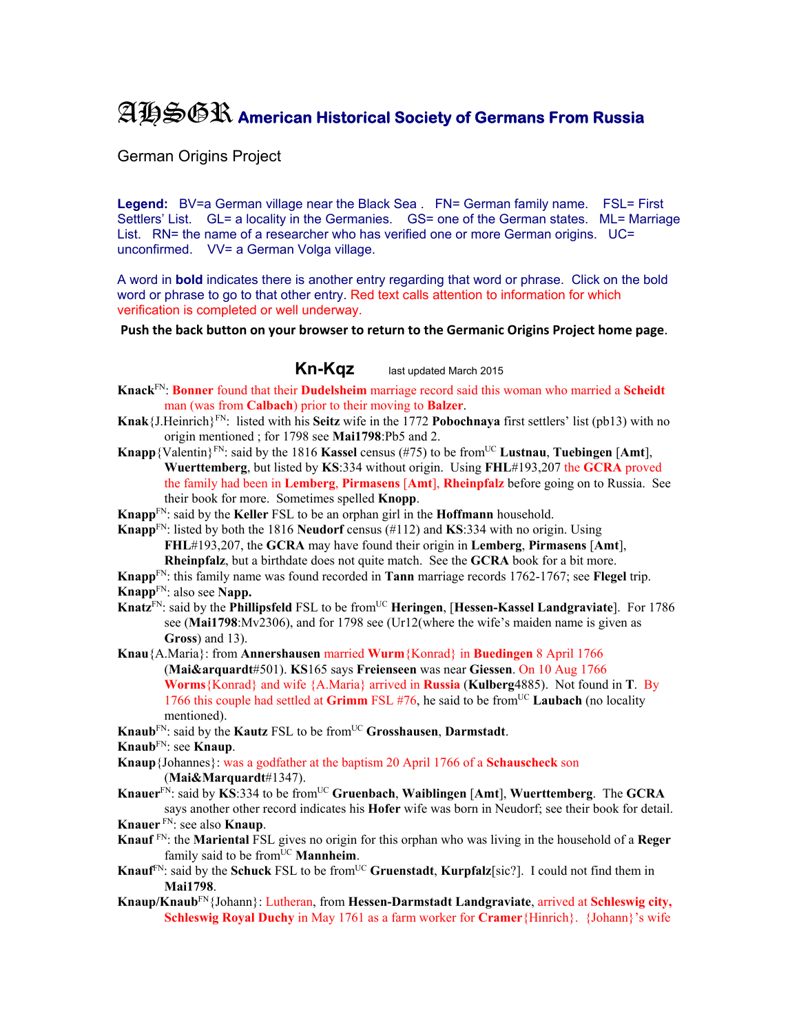# AHSGR American Historical Society of Germans From Russia

German Origins Project

**Legend:** BV=a German village near the Black Sea . FN= German family name. FSL= First Settlers' List. GL= a locality in the Germanies. GS= one of the German states. ML= Marriage List. RN= the name of a researcher who has verified one or more German origins. UC= unconfirmed. VV= a German Volga village.

A word in **bold** indicates there is another entry regarding that word or phrase. Click on the bold word or phrase to go to that other entry. Red text calls attention to information for which verification is completed or well underway.

**Push the back button on your browser to return to the Germanic Origins Project home page.**

## Kn-Kqz last updated March 2015

**Knack**[FN]: **Bonner** found that their **Dudelsheim** marriage record said this woman who married a **Scheidt** man (was from **Calbach**) prior to their moving to **Balzer**.

**Knak**{J.Heinrich}[FN]: listed with his **Seitz** wife in the 1772 **Pobochnaya** first settlers' list (pb13) with no origin mentioned ; for 1798 see **Mai1798**:Pb5 and 2.

**Knapp**{Valentin}[FN]: said by the 1816 **Kassel** census (#75) to be from[UC] **Lustnau**, **Tuebingen** [**Amt**], **Wuerttemberg**, but listed by **KS**:334 without origin. Using **FHL**#193,207 the **GCRA** proved the family had been in **Lemberg**, **Pirmasens** [**Amt**], **Rheinpfalz** before going on to Russia. See their book for more. Sometimes spelled **Knopp**.

**Knapp**[FN]: said by the **Keller** FSL to be an orphan girl in the **Hoffmann** household.

**Knapp**[FN]: listed by both the 1816 **Neudorf** census (#112) and **KS**:334 with no origin. Using **FHL**#193,207, the **GCRA** may have found their origin in **Lemberg**, **Pirmasens** [**Amt**], **Rheinpfalz**, but a birthdate does not quite match. See the **GCRA** book for a bit more.

**Knapp**[FN]: this family name was found recorded in **Tann** marriage records 1762-1767; see **Flegel** trip.

**Knapp**[FN]: also see **Napp.**

**Knatz**[FN]: said by the **Phillipsfeld** FSL to be from[UC] **Heringen**, [**Hessen-Kassel Landgraviate**]. For 1786 see (**Mai1798**:Mv2306), and for 1798 see (Ur12(where the wife's maiden name is given as **Gross**) and 13).

**Knau**{A.Maria}: from **Annershausen** married **Wurm**{Konrad} in **Buedingen** 8 April 1766 (**Mai&arquardt**#501). **KS**165 says **Freienseen** was near **Giessen**. On 10 Aug 1766 **Worms**{Konrad} and wife {A.Maria} arrived in **Russia** (**Kulberg**4885). Not found in **T**. By 1766 this couple had settled at **Grimm** FSL #76, he said to be from[UC] **Laubach** (no locality mentioned).

**Knaub**[FN]: said by the **Kautz** FSL to be from[UC] **Grosshausen**, **Darmstadt**.

**Knaub**[FN]: see **Knaup**.

**Knaup**{Johannes}: was a godfather at the baptism 20 April 1766 of a **Schauscheck** son (**Mai&Marquardt**#1347).

**Knauer**[FN]: said by **KS**:334 to be from[UC] **Gruenbach**, **Waiblingen** [**Amt**], **Wuerttemberg**. The **GCRA** says another other record indicates his **Hofer** wife was born in Neudorf; see their book for detail.

**Knauer** [FN]: see also **Knaup**.

**Knauf** [FN]: the **Mariental** FSL gives no origin for this orphan who was living in the household of a **Reger** family said to be from[UC] **Mannheim**.

**Knauf**[FN]: said by the **Schuck** FSL to be from[UC] **Gruenstadt**, **Kurpfalz**[sic?]. I could not find them in **Mai1798**.

**Knaup/Knaub**[FN]{Johann}: Lutheran, from **Hessen-Darmstadt Landgraviate**, arrived at **Schleswig city, Schleswig Royal Duchy** in May 1761 as a farm worker for **Cramer**{Hinrich}. {Johann}'s wife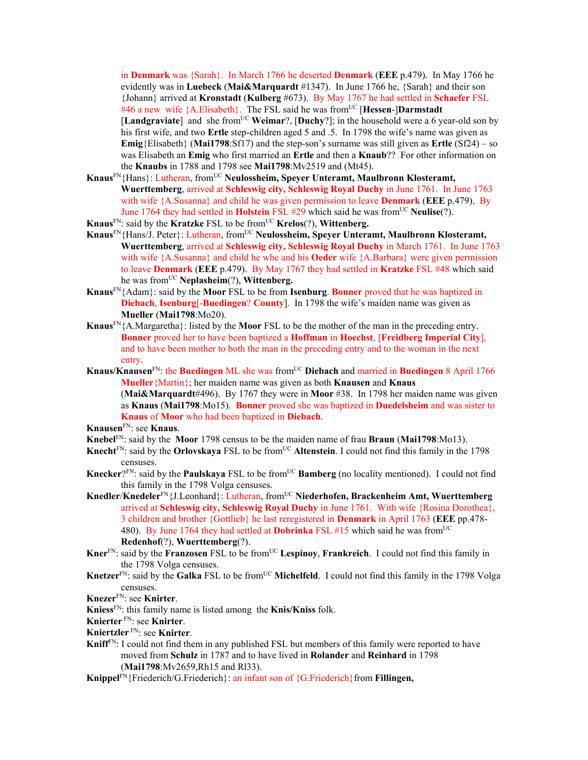in **Denmark** was {Sarah}. In March 1766 he deserted **Denmark** (**EEE** p.479). In May 1766 he evidently was in **Luebeck** (**Mai&Marquardt** #1347). In June 1766 he, {Sarah} and their son {Johann} arrived at **Kronstadt** (**Kulberg** #673). By May 1767 he had settled in **Schaefer** FSL #46 a new wife {A.Elisabeth}. The FSL said he was from[UC] [**Hessen**-]**Darmstadt** [**Landgraviate**] and she from[UC] **Weimar**?, [**Duchy**?]; in the household were a 6 year-old son by his first wife, and two **Ertle** step-children aged 5 and .5. In 1798 the wife's name was given as **Emig**{Elisabeth} (**Mai1798**:Sf17) and the step-son's surname was still given as **Ertle** (Sf24) – so was Elisabeth an **Emig** who first married an **Ertle** and then a **Knaub**?? For other information on the **Knaubs** in 1788 and 1798 see **Mai1798**:Mv2519 and (Mt45).

**Knaus**[FN]{Hans}: Lutheran, from[UC] **Neulossheim, Speyer Unteramt, Maulbronn Klosteramt, Wuerttemberg**, arrived at **Schleswig city, Schleswig Royal Duchy** in June 1761. In June 1763 with wife {A.Susanna} and child he was given permission to leave **Denmark** (**EEE** p.479). By June 1764 they had settled in **Holstein** FSL #29 which said he was from[UC] **Neulise**(?).

**Knaus**[FN]: said by the **Kratzke** FSL to be from[UC] **Krelos**(?), **Wittenberg.**

**Knaus**[FN]{Hans/J. Peter}: Lutheran, from[UC] **Neulossheim, Speyer Unteramt, Maulbronn Klosteramt, Wuerttemberg**, arrived at **Schleswig city, Schleswig Royal Duchy** in March 1761. In June 1763 with wife {A.Susanna} and child he whe and his **Oeder** wife {A.Barbara} were given permission to leave **Denmark** (**EEE** p.479). By May 1767 they had settled in **Kratzke** FSL #48 which said he was from[UC] **Neplasheim**(?), **Wittenberg.**

**Knaus**[FN]{Adam}: said by the **Moor** FSL to be from **Isenburg**. **Bonner** proved that he was baptized in **Diebach**, **Isenburg**[-**Buedingen**? **County**]. In 1798 the wife's maiden name was given as **Mueller** (**Mai1798**:Mo20).

**Knaus**[FN]{A.Margaretha}: listed by the **Moor** FSL to be the mother of the man in the preceding entry. **Bonner** proved her to have been baptized a **Hoffman** in **Hoechst**, [**Freidberg Imperial City**], and to have been mother to both the man in the preceding entry and to the woman in the next entry.

**Knaus/Knausen**[FN]: the **Buedingen** ML she was from[UC] **Diebach** and married in **Buedingen** 8 April 1766 **Mueller**{Martin}; her maiden name was given as both **Knausen** and **Knaus** (**Mai&Marquardt**#496). By 1767 they were in **Moor** #38. In 1798 her maiden name was given as **Knaus** (**Mai1798**:Mo15). **Bonner** proved she was baptized in **Duedelsheim** and was sister to **Knaus** of **Moor** who had been baptized in **Diebach**.

**Knausen**[FN]: see **Knaus**.

**Knebel**[FN]: said by the **Moor** 1798 census to be the maiden name of frau **Braun** (**Mai1798**:Mo13).

**Knecht**[FN]: said by the **Orlovskaya** FSL to be from[UC] **Altenstein**. I could not find this family in the 1798 censuses.

**Knecker**?[FN]: said by the **Paulskaya** FSL to be from[UC] **Bamberg** (no locality mentioned). I could not find this family in the 1798 Volga censuses.

**Knedler**/**Knedeler**[FN]{J.Leonhard}: Lutheran, from[UC] **Niederhofen, Brackenheim Amt, Wuerttemberg** arrived at **Schleswig city, Schleswig Royal Duchy** in June 1761. With wife {Rosina Dorothea}, 3 children and brother {Gottlieb} he last reregistered in **Denmark** in April 1763 (**EEE** pp.478-480). By June 1764 they had settled at **Dobrinka** FSL #15 which said he was from[UC] **Redenhof**(?), **Wuerttemberg**(?).

**Kner**[FN]: said by the **Franzosen** FSL to be from[UC] **Lespinoy**, **Frankreich**. I could not find this family in the 1798 Volga censuses.

**Knetzer**[FN]: said by the **Galka** FSL to be from[UC] **Michelfeld**. I could not find this family in the 1798 Volga censuses.

**Knezer**[FN]: see **Knirter**.

**Kniess**[FN]: this family name is listed among the **Knis/Kniss** folk.

**Knierter** [FN]: see **Knirter**.

**Kniertzler** [FN]: see **Knirter**.

**Kniff**[FN]: I could not find them in any published FSL but members of this family were reported to have moved from **Schulz** in 1787 and to have lived in **Rolander** and **Reinhard** in 1798 (**Mai1798**:Mv2659,Rh15 and Rl33).

**Knippel**[FN]{Friederich/G.Friederich}: an infant son of {G.Friederich}from **Fillingen,**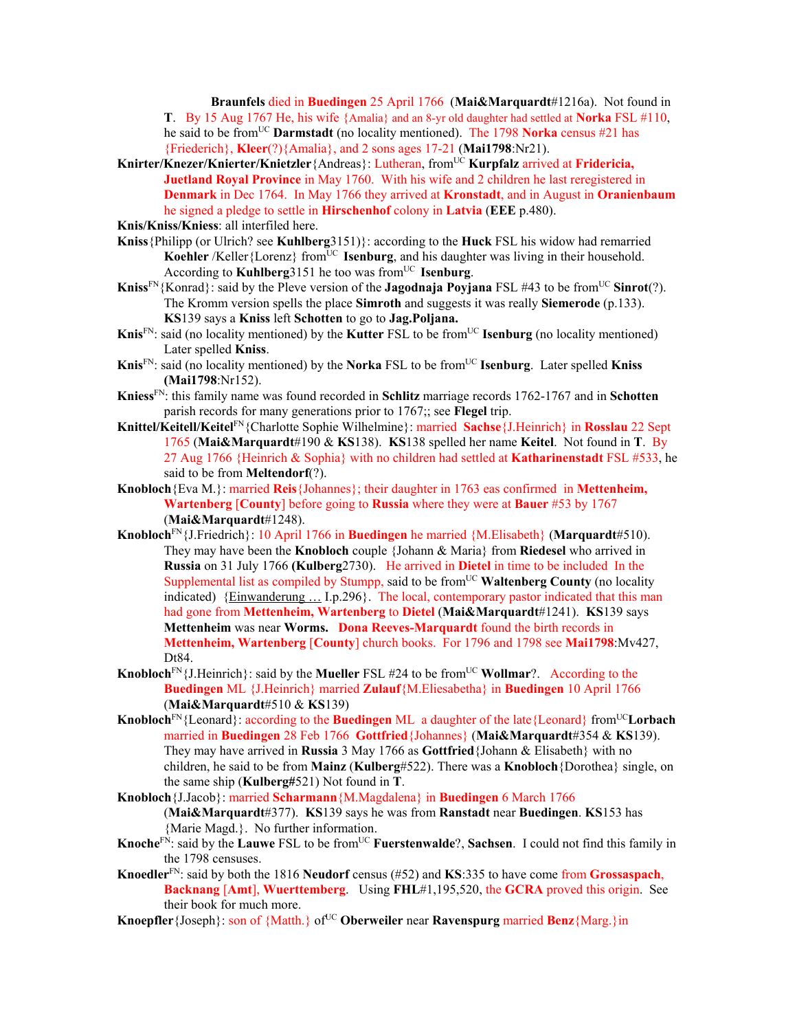**Braunfels** died in **Buedingen** 25 April 1766 (**Mai&Marquardt**#1216a). Not found in **T**. By 15 Aug 1767 He, his wife {Amalia} and an 8-yr old daughter had settled at **Norka** FSL #110, he said to be from[UC] **Darmstadt** (no locality mentioned). The 1798 **Norka** census #21 has {Friederich}, **Kleer**(?){Amalia}, and 2 sons ages 17-21 (**Mai1798**:Nr21).

**Knirter/Knezer/Knierter/Knietzler**{Andreas}: Lutheran, from[UC] **Kurpfalz** arrived at **Fridericia, Juetland Royal Province** in May 1760. With his wife and 2 children he last reregistered in **Denmark** in Dec 1764. In May 1766 they arrived at **Kronstadt**, and in August in **Oranienbaum** he signed a pledge to settle in **Hirschenhof** colony in **Latvia** (**EEE** p.480).

**Knis/Kniss/Kniess**: all interfiled here.

**Kniss**{Philipp (or Ulrich? see **Kuhlberg**3151)}: according to the **Huck** FSL his widow had remarried **Koehler** /Keller{Lorenz} from[UC] **Isenburg**, and his daughter was living in their household. According to **Kuhlberg**3151 he too was from[UC] **Isenburg**.

**Kniss**[FN]{Konrad}: said by the Pleve version of the **Jagodnaja Poyjana** FSL #43 to be from[UC] **Sinrot**(?). The Kromm version spells the place **Simroth** and suggests it was really **Siemerode** (p.133). **KS**139 says a **Kniss** left **Schotten** to go to **Jag.Poljana.**

**Knis**[FN]: said (no locality mentioned) by the **Kutter** FSL to be from[UC] **Isenburg** (no locality mentioned) Later spelled **Kniss**.

**Knis**[FN]: said (no locality mentioned) by the **Norka** FSL to be from[UC] **Isenburg**. Later spelled **Kniss** (**Mai1798**:Nr152).

**Kniess**[FN]: this family name was found recorded in **Schlitz** marriage records 1762-1767 and in **Schotten** parish records for many generations prior to 1767;; see **Flegel** trip.

**Knittel/Keitell/Keitel**[FN]{Charlotte Sophie Wilhelmine}: married **Sachse**{J.Heinrich} in **Rosslau** 22 Sept 1765 (**Mai&Marquardt**#190 & **KS**138). **KS**138 spelled her name **Keitel**. Not found in **T**. By 27 Aug 1766 {Heinrich & Sophia} with no children had settled at **Katharinenstadt** FSL #533, he said to be from **Meltendorf**(?).

**Knobloch**{Eva M.}: married **Reis**{Johannes}; their daughter in 1763 eas confirmed in **Mettenheim, Wartenberg** [**County**] before going to **Russia** where they were at **Bauer** #53 by 1767 (**Mai&Marquardt**#1248).

**Knobloch**[FN]{J.Friedrich}: 10 April 1766 in **Buedingen** he married {M.Elisabeth} (**Marquardt**#510). They may have been the **Knobloch** couple {Johann & Maria} from **Riedesel** who arrived in **Russia** on 31 July 1766 (**Kulberg**2730). He arrived in **Dietel** in time to be included In the Supplemental list as compiled by Stumpp, said to be from[UC] **Waltenberg County** (no locality indicated) {Einwanderung … I.p.296}. The local, contemporary pastor indicated that this man had gone from **Mettenheim, Wartenberg** to **Dietel** (**Mai&Marquardt**#1241). **KS**139 says **Mettenheim** was near **Worms. Dona Reeves-Marquardt** found the birth records in **Mettenheim, Wartenberg** [**County**] church books. For 1796 and 1798 see **Mai1798**:Mv427, Dt84.

**Knobloch**[FN]{J.Heinrich}: said by the **Mueller** FSL #24 to be from[UC] **Wollmar**?. According to the **Buedingen** ML {J.Heinrich} married **Zulauf**{M.Eliesabetha} in **Buedingen** 10 April 1766 (**Mai&Marquardt**#510 & **KS**139)

**Knobloch**[FN]{Leonard}: according to the **Buedingen** ML a daughter of the late{Leonard} from[UC]**Lorbach** married in **Buedingen** 28 Feb 1766 **Gottfried**{Johannes} (**Mai&Marquardt**#354 & **KS**139). They may have arrived in **Russia** 3 May 1766 as **Gottfried**{Johann & Elisabeth} with no children, he said to be from **Mainz** (**Kulberg**#522). There was a **Knobloch**{Dorothea} single, on the same ship (**Kulberg#**521) Not found in **T**.

**Knobloch**{J.Jacob}: married **Scharmann**{M.Magdalena} in **Buedingen** 6 March 1766 (**Mai&Marquardt**#377). **KS**139 says he was from **Ranstadt** near **Buedingen**. **KS**153 has {Marie Magd.}. No further information.

**Knoche**[FN]: said by the **Lauwe** FSL to be from[UC] **Fuerstenwalde**?, **Sachsen**. I could not find this family in the 1798 censuses.

**Knoedler**[FN]: said by both the 1816 **Neudorf** census (#52) and **KS**:335 to have come from **Grossaspach, Backnang** [**Amt**], **Wuerttemberg**. Using **FHL**#1,195,520, the **GCRA** proved this origin. See their book for much more.

**Knoepfler**{Joseph}: son of {Matth.} of[UC] **Oberweiler** near **Ravenspurg** married **Benz**{Marg.}in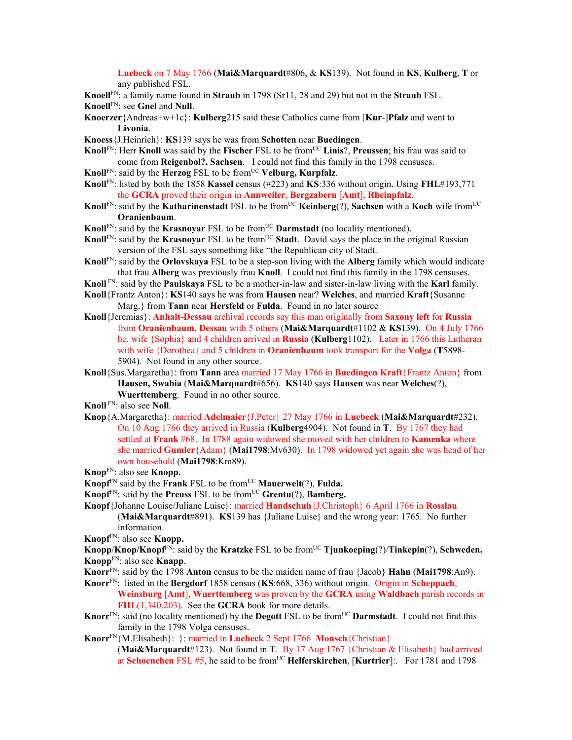Luebeck on 7 May 1766 (**Mai&Marquardt**#806, & **KS**139). Not found in **KS**, **Kulberg**, **T** or any published FSL.

**Knoell**[FN]: a family name found in **Straub** in 1798 (Sr11, 28 and 29) but not in the **Straub** FSL.

**Knoell**[FN]: see **Gnel** and **Null**.

**Knoerzer**{Andreas+w+1c}: **Kulberg**215 said these Catholics came from [**Kur**-]**Pfalz** and went to **Livonia**.

**Knoess**{J.Heinrich}: **KS**139 says he was from **Schotten** near **Buedingen**.

**Knoll**[FN]: Herr **Knoll** was said by the **Fischer** FSL to be from[UC] **Linis**?, **Preussen**; his frau was said to come from **Reigenbol?, Sachsen**. I could not find this family in the 1798 censuses.

**Knoll**[FN]: said by the **Herzog** FSL to be from[UC] **Velburg, Kurpfalz**.

**Knoll**[FN]: listed by both the 1858 **Kassel** census (#223) and **KS**:336 without origin. Using **FHL**#193,771 the **GCRA** proved their origin in **Annweiler**, **Bergzabern** [**Amt**], **Rheinpfalz**.

**Knoll**[FN]: said by the **Katharinenstadt** FSL to be from[UC] **Keinberg**(?), **Sachsen** with a **Koch** wife from[UC] **Oranienbaum**.

**Knoll**[FN]: said by the **Krasnoyar** FSL to be from[UC] **Darmstadt** (no locality mentioned).

**Knoll**[FN]: said by the **Krasnoyar** FSL to be from[UC] **Stadt**. David says the place in the original Russian version of the FSL says something like "the Republican city of Stadt.

**Knoll**[FN]: said by the **Orlovskaya** FSL to be a step-son living with the **Alberg** family which would indicate that frau **Alberg** was previously frau **Knoll**. I could not find this family in the 1798 censuses.

**Knoll** [FN]: said by the **Paulskaya** FSL to be a mother-in-law and sister-in-law living with the **Karl** family.

**Knoll**{Frantz Anton}: **KS**140 says he was from **Hausen** near? **Welches**, and married **Kraft**{Susanne Marg.} from **Tann** near **Hersfeld** or **Fulda**. Found in no later source

**Knoll**{Jeremias}: **Anhalt-Dessau** archival records say this man originally from **Saxony left** for **Russia** from **Oranienbaum, Dessau** with 5 others (**Mai&Marquardt**#1102 & **KS**139). On 4 July 1766 he, wife {Sophia} and 4 children arrived in **Russia** (**Kulberg**1102). Later in 1766 this Lutheran with wife {Dorothea} and 5 children in **Oranienbaum** took transport for the **Volga** (**T**5898-5904). Not found in any other source.

**Knoll**{Sus.Margaretha}: from **Tann** area married 17 May 1766 in **Buedingen Kraft**{Frantz Anton} from **Hausen, Swabia** (**Mai&Marquardt**#656). **KS**140 says **Hausen** was near **Welches**(?), **Wuerttemberg**. Found in no other source.

**Knoll** [FN]: also see **Noll**.

**Knop**{A.Margaretha}: married **Adelmaier**{J.Peter} 27 May 1766 in **Luebeck** (**Mai&Marquardt**#232). On 10 Aug 1766 they arrived in Russia (**Kulberg**4904). Not found in **T**. By 1767 they had settled at **Frank** #68. In 1788 again widowed she moved with her children to **Kamenka** where she married **Gumler**{Adam} (**Mai1798**:Mv630). In 1798 widowed yet again she was head of her own household (**Mai1798**:Km89).

**Knop**[FN]: also see **Knopp.**

**Knopf**[FN] said by the **Frank** FSL to be from[UC] **Mauerwelt**(?), **Fulda.**

**Knopf**[FN]: said by the **Preuss** FSL to be from[UC] **Grentu**(?), **Bamberg.**

**Knopf**{Johanne Louise/Juliane Luise}: married **Handschuh**{J.Christoph} 6 April 1766 in **Rosslau** (**Mai&Marquardt**#891). **KS**139 has {Juliane Luise} and the wrong year: 1765. No further information.

**Knopf**[FN]: also see **Knopp.**

**Knopp**/**Knop**/**Knopf**[FN]: said by the **Kratzke** FSL to be from[UC] **Tjunkoeping**(?)/**Tinkepin**(?), **Schweden.**

**Knopp**[FN]: also see **Knapp**.

**Knorr**[FN]: said by the 1798 **Anton** census to be the maiden name of frau {Jacob} **Hahn** (**Mai1798**:An9).

**Knorr**[FN]: listed in the **Bergdorf** 1858 census (**KS**:668, 336) without origin. Origin in **Scheppach**, **Weinsburg** [**Amt**], **Wuerttemberg** was proven by the **GCRA** using **Waldbach** parish records in **FHL**(1,340,203). See the **GCRA** book for more details.

**Knorr**[FN]: said (no locality mentioned) by the **Degott** FSL to be from[UC] **Darmstadt**. I could not find this family in the 1798 Volga censuses.

**Knorr**[FN]{M.Elisabeth}: }: married in **Luebeck** 2 Sept 1766 **Monsch**{Christian} (**Mai&Marquardt**#123). Not found in **T**. By 17 Aug 1767 {Christian & Elisabeth} had arrived at **Schoenchen** FSL #5, he said to be from[UC] **Helferskirchen**, [**Kurtrier**]:. For 1781 and 1798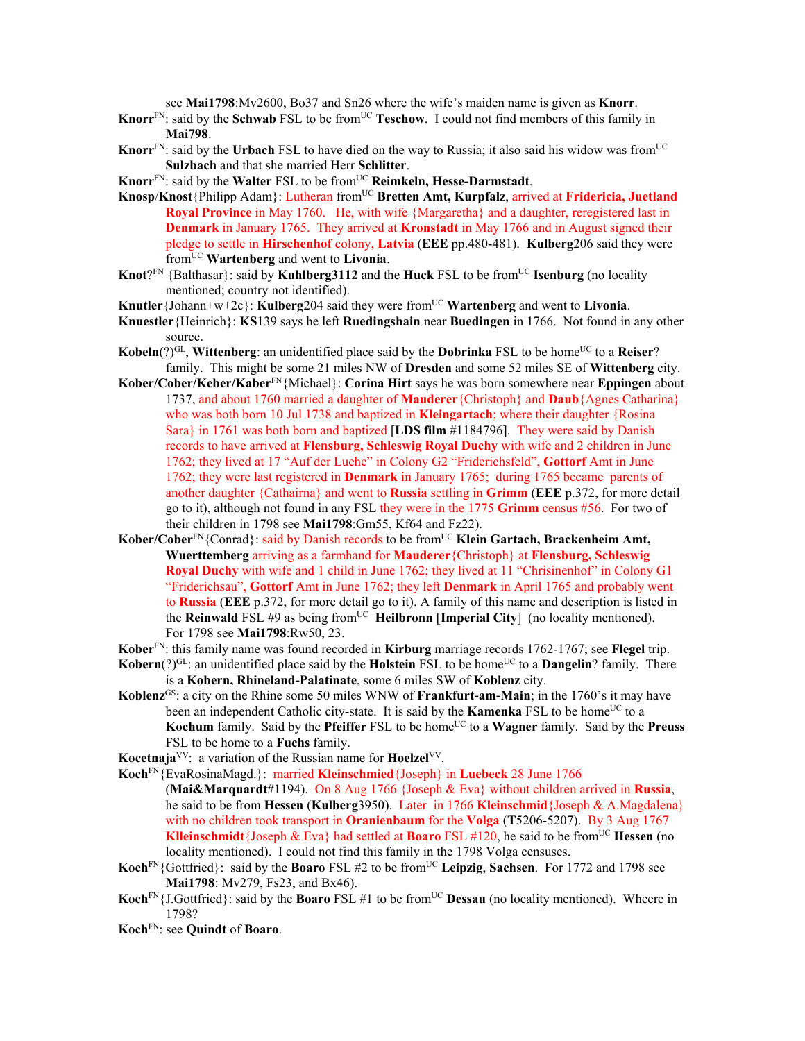see **Mai1798**:Mv2600, Bo37 and Sn26 where the wife's maiden name is given as **Knorr**.

**Knorr**[FN]: said by the **Schwab** FSL to be from[UC] **Teschow**. I could not find members of this family in **Mai798**.

**Knorr**[FN]: said by the **Urbach** FSL to have died on the way to Russia; it also said his widow was from[UC] **Sulzbach** and that she married Herr **Schlitter**.

**Knorr**[FN]: said by the **Walter** FSL to be from[UC] **Reimkeln, Hesse-Darmstadt**.

**Knosp**/**Knost**{Philipp Adam}: Lutheran from[UC] **Bretten Amt, Kurpfalz**, arrived at **Fridericia, Juetland Royal Province** in May 1760. He, with wife {Margaretha} and a daughter, reregistered last in **Denmark** in January 1765. They arrived at **Kronstadt** in May 1766 and in August signed their pledge to settle in **Hirschenhof** colony, **Latvia** (**EEE** pp.480-481). **Kulberg**206 said they were from[UC] **Wartenberg** and went to **Livonia**.

**Knot**?[FN] {Balthasar}: said by **Kuhlberg3112** and the **Huck** FSL to be from[UC] **Isenburg** (no locality mentioned; country not identified).

**Knutler**{Johann+w+2c}: **Kulberg**204 said they were from[UC] **Wartenberg** and went to **Livonia**.

**Knuestler**{Heinrich}: **KS**139 says he left **Ruedingshain** near **Buedingen** in 1766. Not found in any other source.

**Kobeln**(?)[GL], **Wittenberg**: an unidentified place said by the **Dobrinka** FSL to be home[UC] to a **Reiser**? family. This might be some 21 miles NW of **Dresden** and some 52 miles SE of **Wittenberg** city.

**Kober/Cober/Keber/Kaber**[FN]{Michael}: **Corina Hirt** says he was born somewhere near **Eppingen** about 1737, and about 1760 married a daughter of **Mauderer**{Christoph} and **Daub**{Agnes Catharina} who was both born 10 Jul 1738 and baptized in **Kleingartach**; where their daughter {Rosina Sara} in 1761 was both born and baptized [**LDS film** #1184796]. They were said by Danish records to have arrived at **Flensburg, Schleswig Royal Duchy** with wife and 2 children in June 1762; they lived at 17 "Auf der Luehe" in Colony G2 "Friderichsfeld", **Gottorf** Amt in June 1762; they were last registered in **Denmark** in January 1765; during 1765 became parents of another daughter {Cathairna} and went to **Russia** settling in **Grimm** (**EEE** p.372, for more detail go to it), although not found in any FSL they were in the 1775 **Grimm** census #56. For two of their children in 1798 see **Mai1798**:Gm55, Kf64 and Fz22).

**Kober/Cober**[FN]{Conrad}: said by Danish records to be from[UC] **Klein Gartach, Brackenheim Amt, Wuerttemberg** arriving as a farmhand for **Mauderer**{Christoph} at **Flensburg, Schleswig Royal Duchy** with wife and 1 child in June 1762; they lived at 11 "Chrisinenhof" in Colony G1 "Friderichsau", **Gottorf** Amt in June 1762; they left **Denmark** in April 1765 and probably went to **Russia** (**EEE** p.372, for more detail go to it). A family of this name and description is listed in the **Reinwald** FSL #9 as being from[UC] **Heilbronn** [**Imperial City**] (no locality mentioned). For 1798 see **Mai1798**:Rw50, 23.

**Kober**[FN]: this family name was found recorded in **Kirburg** marriage records 1762-1767; see **Flegel** trip.

**Kobern**(?)[GL]: an unidentified place said by the **Holstein** FSL to be home[UC] to a **Dangelin**? family. There is a **Kobern, Rhineland-Palatinate**, some 6 miles SW of **Koblenz** city.

**Koblenz**[GS]: a city on the Rhine some 50 miles WNW of **Frankfurt-am-Main**; in the 1760's it may have been an independent Catholic city-state. It is said by the **Kamenka** FSL to be home[UC] to a **Kochum** family. Said by the **Pfeiffer** FSL to be home[UC] to a **Wagner** family. Said by the **Preuss** FSL to be home to a **Fuchs** family.

**Kocetnaja**[VV]: a variation of the Russian name for **Hoelzel**[VV].

**Koch**[FN]{EvaRosinaMagd.}: married **Kleinschmied**{Joseph} in **Luebeck** 28 June 1766 (**Mai&Marquardt**#1194). On 8 Aug 1766 {Joseph & Eva} without children arrived in **Russia**, he said to be from **Hessen** (**Kulberg**3950). Later in 1766 **Kleinschmid**{Joseph & A.Magdalena} with no children took transport in **Oranienbaum** for the **Volga** (**T**5206-5207). By 3 Aug 1767 **Klleinschmidt**{Joseph & Eva} had settled at **Boaro** FSL #120, he said to be from[UC] **Hessen** (no locality mentioned). I could not find this family in the 1798 Volga censuses.

**Koch**[FN]{Gottfried}: said by the **Boaro** FSL #2 to be from[UC] **Leipzig**, **Sachsen**. For 1772 and 1798 see **Mai1798**: Mv279, Fs23, and Bx46).

**Koch**[FN]{J.Gottfried}: said by the **Boaro** FSL #1 to be from[UC] **Dessau** (no locality mentioned). Wheere in 1798?

**Koch**[FN]: see **Quindt** of **Boaro**.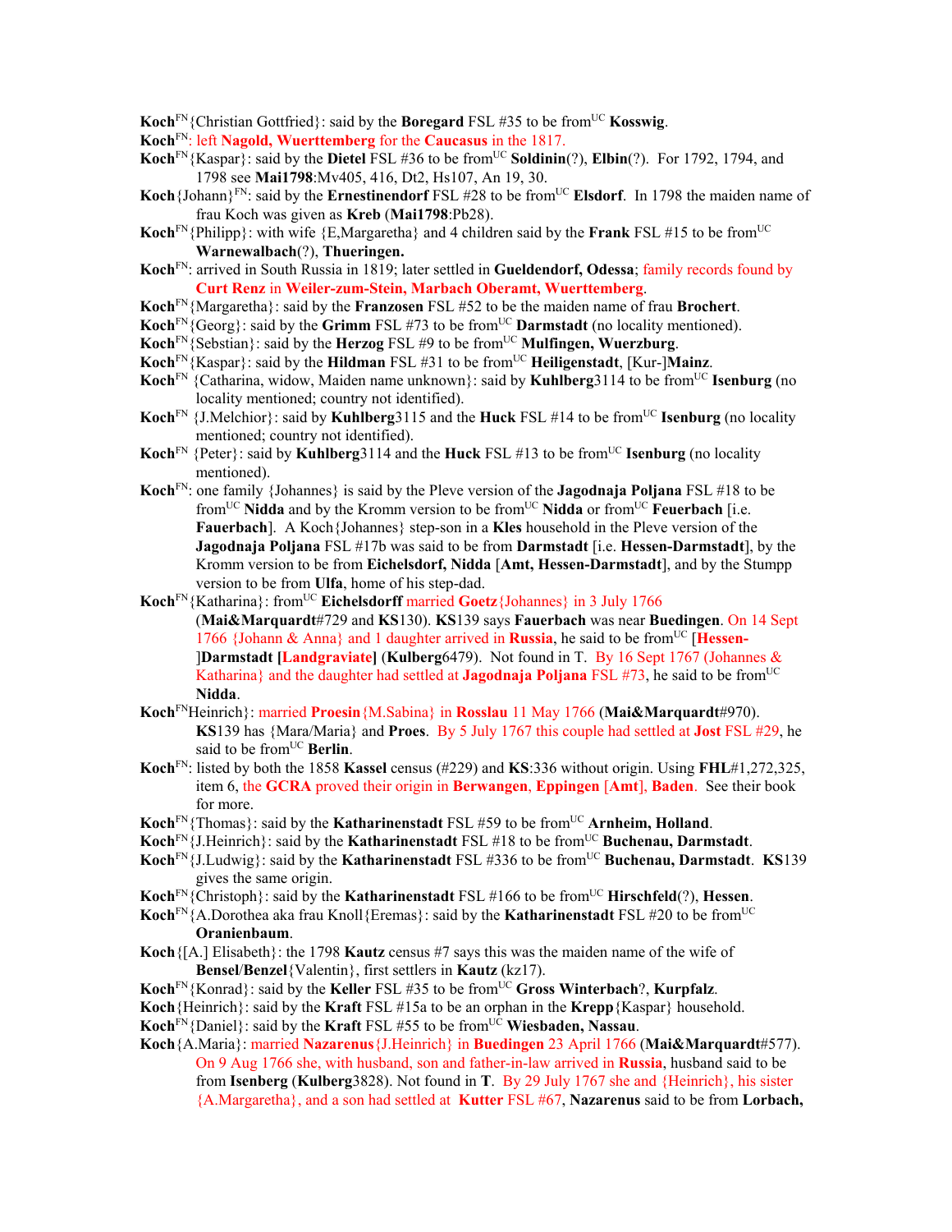**Koch**[FN]{Christian Gottfried}: said by the **Boregard** FSL #35 to be from[UC] **Kosswig**.

**Koch**[FN]: left **Nagold, Wuerttemberg** for the **Caucasus** in the 1817.

**Koch**[FN]{Kaspar}: said by the **Dietel** FSL #36 to be from[UC] **Soldinin**(?), **Elbin**(?). For 1792, 1794, and 1798 see **Mai1798**:Mv405, 416, Dt2, Hs107, An 19, 30.

**Koch**{Johann}[FN]: said by the **Ernestinendorf** FSL #28 to be from[UC] **Elsdorf**. In 1798 the maiden name of frau Koch was given as **Kreb** (**Mai1798**:Pb28).

**Koch**[FN]{Philipp}: with wife {E,Margaretha} and 4 children said by the **Frank** FSL #15 to be from[UC] **Warnewalbach**(?), **Thueringen.**

**Koch**[FN]: arrived in South Russia in 1819; later settled in **Gueldendorf, Odessa**; family records found by **Curt Renz** in **Weiler-zum-Stein, Marbach Oberamt, Wuerttemberg**.

**Koch**[FN]{Margaretha}: said by the **Franzosen** FSL #52 to be the maiden name of frau **Brochert**.

**Koch**[FN]{Georg}: said by the **Grimm** FSL #73 to be from[UC] **Darmstadt** (no locality mentioned).

**Koch**[FN]{Sebstian}: said by the **Herzog** FSL #9 to be from[UC] **Mulfingen, Wuerzburg**.

**Koch**[FN]{Kaspar}: said by the **Hildman** FSL #31 to be from[UC] **Heiligenstadt**, [Kur-]**Mainz**.

**Koch**[FN] {Catharina, widow, Maiden name unknown}: said by **Kuhlberg**3114 to be from[UC] **Isenburg** (no locality mentioned; country not identified).

**Koch**[FN] {J.Melchior}: said by **Kuhlberg**3115 and the **Huck** FSL #14 to be from[UC] **Isenburg** (no locality mentioned; country not identified).

**Koch**[FN] {Peter}: said by **Kuhlberg**3114 and the **Huck** FSL #13 to be from[UC] **Isenburg** (no locality mentioned).

**Koch**[FN]: one family {Johannes} is said by the Pleve version of the **Jagodnaja Poljana** FSL #18 to be from[UC] **Nidda** and by the Kromm version to be from[UC] **Nidda** or from[UC] **Feuerbach** [i.e. **Fauerbach**]. A Koch{Johannes} step-son in a **Kles** household in the Pleve version of the **Jagodnaja Poljana** FSL #17b was said to be from **Darmstadt** [i.e. **Hessen-Darmstadt**], by the Kromm version to be from **Eichelsdorf, Nidda** [**Amt, Hessen-Darmstadt**], and by the Stumpp version to be from **Ulfa**, home of his step-dad.

**Koch**[FN]{Katharina}: from[UC] **Eichelsdorff** married **Goetz**{Johannes} in 3 July 1766 (**Mai&Marquardt**#729 and **KS**130). **KS**139 says **Fauerbach** was near **Buedingen**. On 14 Sept 1766 {Johann & Anna} and 1 daughter arrived in **Russia**, he said to be from[UC] [**Hessen-**]**Darmstadt** [**Landgraviate**] (**Kulberg**6479). Not found in T. By 16 Sept 1767 (Johannes & Katharina} and the daughter had settled at **Jagodnaja Poljana** FSL #73, he said to be from[UC] **Nidda**.

**Koch**[FN]Heinrich}: married **Proesin**{M.Sabina} in **Rosslau** 11 May 1766 (**Mai&Marquardt**#970). **KS**139 has {Mara/Maria} and **Proes**. By 5 July 1767 this couple had settled at **Jost** FSL #29, he said to be from[UC] **Berlin**.

**Koch**[FN]: listed by both the 1858 **Kassel** census (#229) and **KS**:336 without origin. Using **FHL**#1,272,325, item 6, the **GCRA** proved their origin in **Berwangen**, **Eppingen** [**Amt**], **Baden**. See their book for more.

**Koch**[FN]{Thomas}: said by the **Katharinenstadt** FSL #59 to be from[UC] **Arnheim, Holland**.

**Koch**[FN]{J.Heinrich}: said by the **Katharinenstadt** FSL #18 to be from[UC] **Buchenau, Darmstadt**.

**Koch**[FN]{J.Ludwig}: said by the **Katharinenstadt** FSL #336 to be from[UC] **Buchenau, Darmstadt**. **KS**139 gives the same origin.

**Koch**[FN]{Christoph}: said by the **Katharinenstadt** FSL #166 to be from[UC] **Hirschfeld**(?), **Hessen**.

**Koch**[FN]{A.Dorothea aka frau Knoll{Eremas}: said by the **Katharinenstadt** FSL #20 to be from[UC] **Oranienbaum**.

**Koch**{[A.] Elisabeth}: the 1798 **Kautz** census #7 says this was the maiden name of the wife of **Bensel**/**Benzel**{Valentin}, first settlers in **Kautz** (kz17).

**Koch**[FN]{Konrad}: said by the **Keller** FSL #35 to be from[UC] **Gross Winterbach**?, **Kurpfalz**.

**Koch**{Heinrich}: said by the **Kraft** FSL #15a to be an orphan in the **Krepp**{Kaspar} household.

**Koch**[FN]{Daniel}: said by the **Kraft** FSL #55 to be from[UC] **Wiesbaden, Nassau**.

**Koch**{A.Maria}: married **Nazarenus**{J.Heinrich} in **Buedingen** 23 April 1766 (**Mai&Marquardt**#577). On 9 Aug 1766 she, with husband, son and father-in-law arrived in **Russia**, husband said to be from **Isenberg** (**Kulberg**3828). Not found in **T**. By 29 July 1767 she and {Heinrich}, his sister {A.Margaretha}, and a son had settled at **Kutter** FSL #67, **Nazarenus** said to be from **Lorbach,**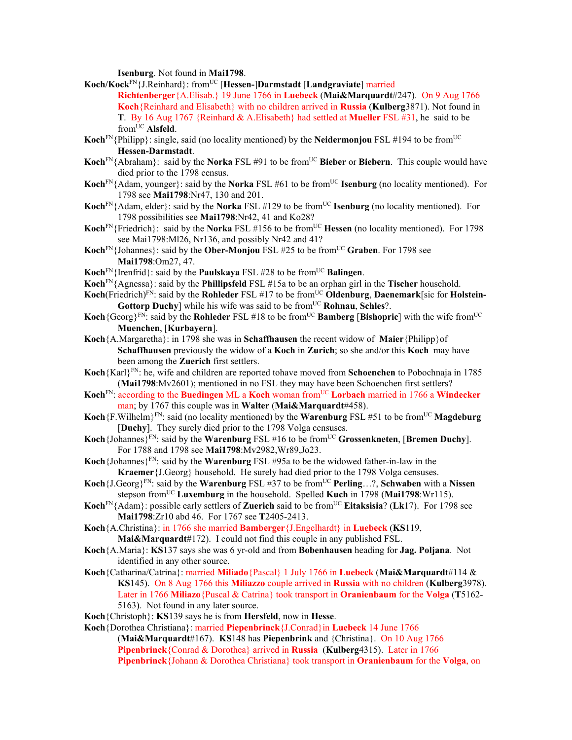**Isenburg**. Not found in **Mai1798**.

**Koch/Kock**FN{J.Reinhard}: fromUC [**Hessen-**]**Darmstadt** [**Landgraviate**] married **Richtenberger**{A.Elisab.} 19 June 1766 in **Luebeck** (**Mai&Marquardt**#247). On 9 Aug 1766 **Koch**{Reinhard and Elisabeth} with no children arrived in **Russia** (**Kulberg**3871). Not found in **T**. By 16 Aug 1767 {Reinhard & A.Elisabeth} had settled at **Mueller** FSL #31, he said to be fromUC **Alsfeld**.

**Koch**FN{Philipp}: single, said (no locality mentioned) by the **Neidermonjou** FSL #194 to be fromUC **Hessen-Darmstadt**.

**Koch**FN{Abraham}: said by the **Norka** FSL #91 to be fromUC **Bieber** or **Biebern**. This couple would have died prior to the 1798 census.

**Koch**FN{Adam, younger}: said by the **Norka** FSL #61 to be fromUC **Isenburg** (no locality mentioned). For 1798 see **Mai1798**:Nr47, 130 and 201.

**Koch**FN{Adam, elder}: said by the **Norka** FSL #129 to be fromUC **Isenburg** (no locality mentioned). For 1798 possibilities see **Mai1798**:Nr42, 41 and Ko28?

**Koch**FN{Friedrich}: said by the **Norka** FSL #156 to be fromUC **Hessen** (no locality mentioned). For 1798 see Mai1798:Ml26, Nr136, and possibly Nr42 and 41?

**Koch**FN{Johannes}: said by the **Ober-Monjou** FSL #25 to be fromUC **Graben**. For 1798 see **Mai1798**:Om27, 47.

**Koch**FN{Irenfrid}: said by the **Paulskaya** FSL #28 to be fromUC **Balingen**.

**Koch**FN{Agnessa}: said by the **Phillipsfeld** FSL #15a to be an orphan girl in the **Tischer** household.

**Koch**(Friedrich)FN: said by the **Rohleder** FSL #17 to be fromUC **Oldenburg**, **Daenemark**[sic for **Holstein-Gottorp Duchy**] while his wife was said to be fromUC **Rohnau**, **Schles**?.

**Koch**{Georg}FN: said by the **Rohleder** FSL #18 to be fromUC **Bamberg** [**Bishopric**] with the wife fromUC **Muenchen**, [**Kurbayern**].

**Koch**{A.Margaretha}: in 1798 she was in **Schaffhausen** the recent widow of **Maier**{Philipp}of **Schaffhausen** previously the widow of a **Koch** in **Zurich**; so she and/or this **Koch** may have been among the **Zuerich** first settlers.

**Koch**{Karl}FN: he, wife and children are reported tohave moved from **Schoenchen** to Pobochnaja in 1785 (**Mai1798**:Mv2601); mentioned in no FSL they may have been Schoenchen first settlers?

**Koch**FN: according to the **Buedingen** ML a **Koch** woman fromUC **Lorbach** married in 1766 a **Windecker** man; by 1767 this couple was in **Walter** (**Mai&Marquardt**#458).

**Koch**{F.Wilhelm}FN: said (no locality mentioned) by the **Warenburg** FSL #51 to be fromUC **Magdeburg** [**Duchy**]. They surely died prior to the 1798 Volga censuses.

**Koch**{Johannes}FN: said by the **Warenburg** FSL #16 to be fromUC **Grossenkneten**, [**Bremen Duchy**]. For 1788 and 1798 see **Mai1798**:Mv2982,Wr89,Jo23.

**Koch**{Johannes}FN: said by the **Warenburg** FSL #95a to be the widowed father-in-law in the **Kraemer**{J.Georg} household. He surely had died prior to the 1798 Volga censuses.

**Koch**{J.Georg}FN: said by the **Warenburg** FSL #37 to be fromUC **Perling**…?, **Schwaben** with a **Nissen** stepson fromUC **Luxemburg** in the household. Spelled **Kuch** in 1798 (**Mai1798**:Wr115).

**Koch**FN{Adam}: possible early settlers of **Zuerich** said to be fromUC **Eitaksisia**? (**Lk**17). For 1798 see **Mai1798**:Zr10 abd 46. For 1767 see **T**2405-2413.

**Koch**{A.Christina}: in 1766 she married **Bamberger**{J.Engelhardt} in **Luebeck** (**KS**119, **Mai&Marquardt**#172). I could not find this couple in any published FSL.

**Koch**{A.Maria}: **KS**137 says she was 6 yr-old and from **Bobenhausen** heading for **Jag. Poljana**. Not identified in any other source.

**Koch**{Catharina/Catrina}: married **Miliado**{Pascal} 1 July 1766 in **Luebeck** (**Mai&Marquardt**#114 & **KS**145). On 8 Aug 1766 this **Miliazzo** couple arrived in **Russia** with no children (**Kulberg**3978). Later in 1766 **Miliazo**{Puscal & Catrina} took transport in **Oranienbaum** for the **Volga** (**T**5162-5163). Not found in any later source.

**Koch**{Christoph}: **KS**139 says he is from **Hersfeld**, now in **Hesse**.

**Koch**{Dorothea Christiana}: married **Piepenbrinck**{J.Conrad}in **Luebeck** 14 June 1766 (**Mai&Marquardt**#167). **KS**148 has **Piepenbrink** and {Christina}. On 10 Aug 1766 **Pipenbrinck**{Conrad & Dorothea} arrived in **Russia** (**Kulberg**4315). Later in 1766 **Pipenbrinck**{Johann & Dorothea Christiana} took transport in **Oranienbaum** for the **Volga**, on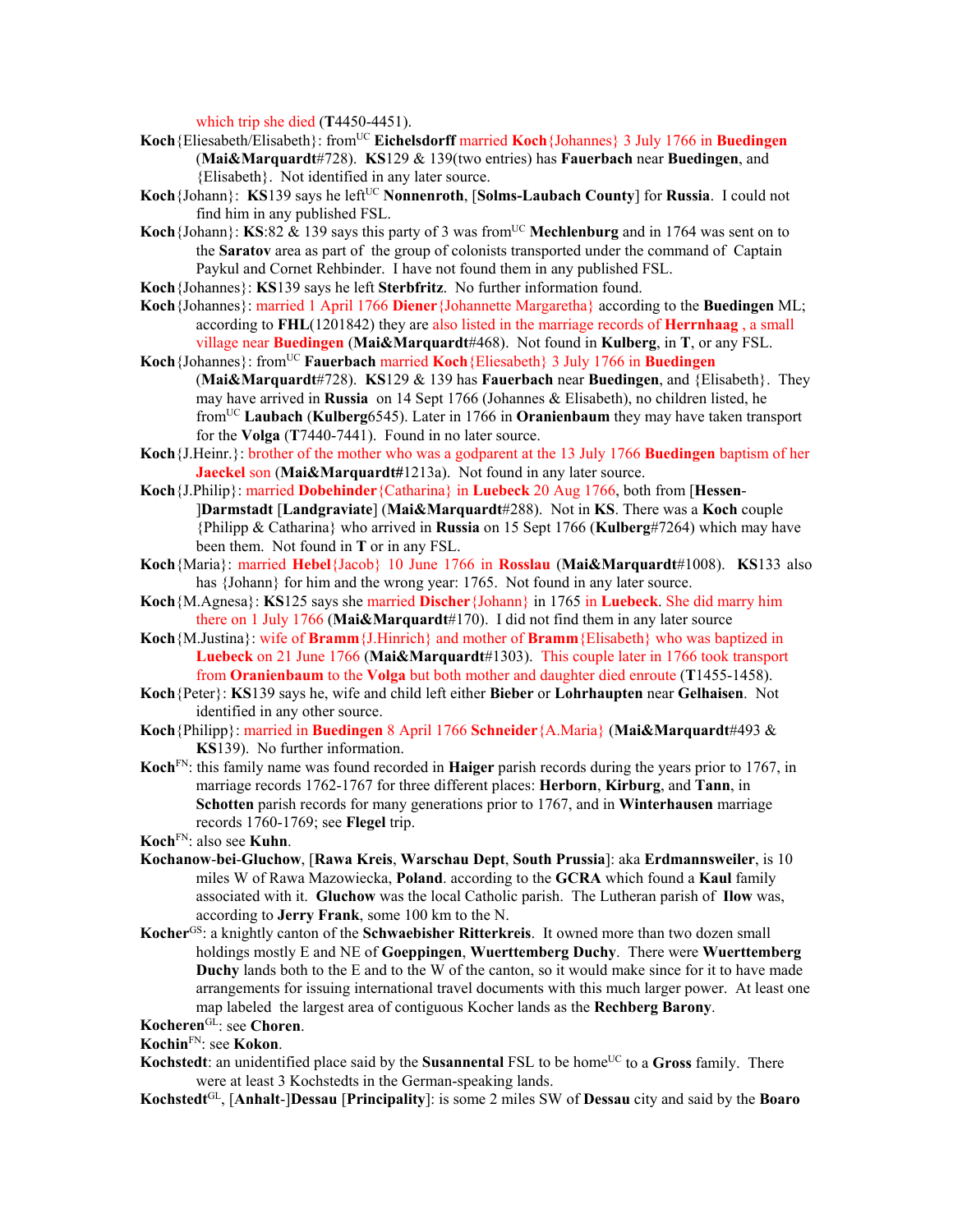which trip she died (**T**4450-4451).

**Koch**{Eliesabeth/Elisabeth}: from[UC] **Eichelsdorff** married **Koch**{Johannes} 3 July 1766 in **Buedingen** (**Mai&Marquardt**#728). **KS**129 & 139(two entries) has **Fauerbach** near **Buedingen**, and {Elisabeth}. Not identified in any later source.

**Koch**{Johann}: **KS**139 says he left[UC] **Nonnenroth**, [**Solms-Laubach County**] for **Russia**. I could not find him in any published FSL.

**Koch**{Johann}: **KS**:82 & 139 says this party of 3 was from[UC] **Mechlenburg** and in 1764 was sent on to the **Saratov** area as part of the group of colonists transported under the command of Captain Paykul and Cornet Rehbinder. I have not found them in any published FSL.

**Koch**{Johannes}: **KS**139 says he left **Sterbfritz**. No further information found.

**Koch**{Johannes}: married 1 April 1766 **Diener**{Johannette Margaretha} according to the **Buedingen** ML; according to **FHL**(1201842) they are also listed in the marriage records of **Herrnhaag** , a small village near **Buedingen** (**Mai&Marquardt**#468). Not found in **Kulberg**, in **T**, or any FSL.

**Koch**{Johannes}: from[UC] **Fauerbach** married **Koch**{Eliesabeth} 3 July 1766 in **Buedingen** (**Mai&Marquardt**#728). **KS**129 & 139 has **Fauerbach** near **Buedingen**, and {Elisabeth}. They may have arrived in **Russia** on 14 Sept 1766 (Johannes & Elisabeth), no children listed, he from[UC] **Laubach** (**Kulberg**6545). Later in 1766 in **Oranienbaum** they may have taken transport for the **Volga** (**T**7440-7441). Found in no later source.

**Koch**{J.Heinr.}: brother of the mother who was a godparent at the 13 July 1766 **Buedingen** baptism of her **Jaeckel** son (**Mai&Marquardt#**1213a). Not found in any later source.

**Koch**{J.Philip}: married **Dobehinder**{Catharina} in **Luebeck** 20 Aug 1766, both from [**Hessen**-]**Darmstadt** [**Landgraviate**] (**Mai&Marquardt**#288). Not in **KS**. There was a **Koch** couple {Philipp & Catharina} who arrived in **Russia** on 15 Sept 1766 (**Kulberg**#7264) which may have been them. Not found in **T** or in any FSL.

**Koch**{Maria}: married **Hebel**{Jacob} 10 June 1766 in **Rosslau** (**Mai&Marquardt**#1008). **KS**133 also has {Johann} for him and the wrong year: 1765. Not found in any later source.

**Koch**{M.Agnesa}: **KS**125 says she married **Discher**{Johann} in 1765 in **Luebeck**. She did marry him there on 1 July 1766 (**Mai&Marquardt**#170). I did not find them in any later source

**Koch**{M.Justina}: wife of **Bramm**{J.Hinrich} and mother of **Bramm**{Elisabeth} who was baptized in **Luebeck** on 21 June 1766 (**Mai&Marquardt**#1303). This couple later in 1766 took transport from **Oranienbaum** to the **Volga** but both mother and daughter died enroute (**T**1455-1458).

**Koch**{Peter}: **KS**139 says he, wife and child left either **Bieber** or **Lohrhaupten** near **Gelhaisen**. Not identified in any other source.

**Koch**{Philipp}: married in **Buedingen** 8 April 1766 **Schneider**{A.Maria} (**Mai&Marquardt**#493 & **KS**139). No further information.

**Koch**[FN]: this family name was found recorded in **Haiger** parish records during the years prior to 1767, in marriage records 1762-1767 for three different places: **Herborn**, **Kirburg**, and **Tann**, in **Schotten** parish records for many generations prior to 1767, and in **Winterhausen** marriage records 1760-1769; see **Flegel** trip.

**Koch**[FN]: also see **Kuhn**.

**Kochanow-bei-Gluchow**, [**Rawa Kreis**, **Warschau Dept**, **South Prussia**]: aka **Erdmannsweiler**, is 10 miles W of Rawa Mazowiecka, **Poland**. according to the **GCRA** which found a **Kaul** family associated with it. **Gluchow** was the local Catholic parish. The Lutheran parish of **Ilow** was, according to **Jerry Frank**, some 100 km to the N.

**Kocher**[GS]: a knightly canton of the **Schwaebisher Ritterkreis**. It owned more than two dozen small holdings mostly E and NE of **Goeppingen**, **Wuerttemberg Duchy**. There were **Wuerttemberg Duchy** lands both to the E and to the W of the canton, so it would make since for it to have made arrangements for issuing international travel documents with this much larger power. At least one map labeled the largest area of contiguous Kocher lands as the **Rechberg Barony**.

**Kocheren**[GL]: see **Choren**.

**Kochin**[FN]: see **Kokon**.

**Kochstedt**: an unidentified place said by the **Susannental** FSL to be home[UC] to a **Gross** family. There were at least 3 Kochstedts in the German-speaking lands.

**Kochstedt**[GL], [**Anhalt**-]**Dessau** [**Principality**]: is some 2 miles SW of **Dessau** city and said by the **Boaro**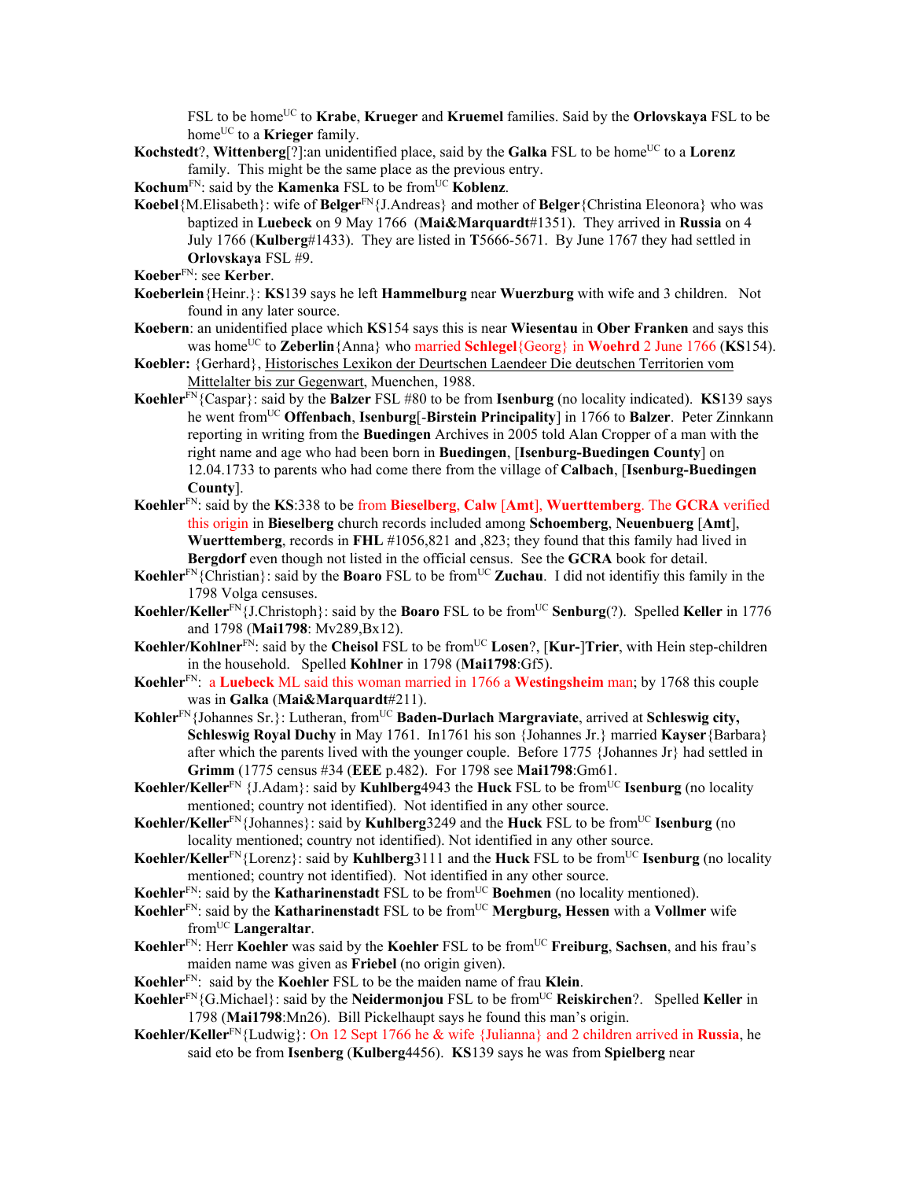FSL to be home[UC] to **Krabe**, **Krueger** and **Kruemel** families. Said by the **Orlovskaya** FSL to be home[UC] to a **Krieger** family.

**Kochstedt**?, **Wittenberg**[?]:an unidentified place, said by the **Galka** FSL to be home[UC] to a **Lorenz** family. This might be the same place as the previous entry.

**Kochum**[FN]: said by the **Kamenka** FSL to be from[UC] **Koblenz**.

**Koebel**{M.Elisabeth}: wife of **Belger**[FN]{J.Andreas} and mother of **Belger**{Christina Eleonora} who was baptized in **Luebeck** on 9 May 1766 (**Mai&Marquardt**#1351). They arrived in **Russia** on 4 July 1766 (**Kulberg**#1433). They are listed in **T**5666-5671. By June 1767 they had settled in **Orlovskaya** FSL #9.

**Koeber**[FN]: see **Kerber**.

**Koeberlein**{Heinr.}: **KS**139 says he left **Hammelburg** near **Wuerzburg** with wife and 3 children. Not found in any later source.

**Koebern**: an unidentified place which **KS**154 says this is near **Wiesentau** in **Ober Franken** and says this was home[UC] to **Zeberlin**{Anna} who married **Schlegel**{Georg} in **Woehrd** 2 June 1766 (**KS**154).

**Koebler:** {Gerhard}, Historisches Lexikon der Deurtschen Laendeer Die deutschen Territorien vom Mittelalter bis zur Gegenwart, Muenchen, 1988.

**Koehler**[FN]{Caspar}: said by the **Balzer** FSL #80 to be from **Isenburg** (no locality indicated). **KS**139 says he went from[UC] **Offenbach**, **Isenburg**[-**Birstein Principality**] in 1766 to **Balzer**. Peter Zinnkann reporting in writing from the **Buedingen** Archives in 2005 told Alan Cropper of a man with the right name and age who had been born in **Buedingen**, [**Isenburg-Buedingen County**] on 12.04.1733 to parents who had come there from the village of **Calbach**, [**Isenburg-Buedingen County**].

**Koehler**[FN]: said by the **KS**:338 to be from **Bieselberg**, **Calw** [**Amt**], **Wuerttemberg**. The **GCRA** verified this origin in **Bieselberg** church records included among **Schoemberg**, **Neuenbuerg** [**Amt**], **Wuerttemberg**, records in **FHL** #1056,821 and ,823; they found that this family had lived in **Bergdorf** even though not listed in the official census. See the **GCRA** book for detail.

**Koehler**[FN]{Christian}: said by the **Boaro** FSL to be from[UC] **Zuchau**. I did not identifiy this family in the 1798 Volga censuses.

**Koehler/Keller**[FN]{J.Christoph}: said by the **Boaro** FSL to be from[UC] **Senburg**(?). Spelled **Keller** in 1776 and 1798 (**Mai1798**: Mv289,Bx12).

**Koehler/Kohlner**[FN]: said by the **Cheisol** FSL to be from[UC] **Losen**?, [**Kur**-]**Trier**, with Hein step-children in the household. Spelled **Kohlner** in 1798 (**Mai1798**:Gf5).

**Koehler**[FN]: a **Luebeck** ML said this woman married in 1766 a **Westingsheim** man; by 1768 this couple was in **Galka** (**Mai&Marquardt**#211).

**Kohler**[FN]{Johannes Sr.}: Lutheran, from[UC] **Baden-Durlach Margraviate**, arrived at **Schleswig city, Schleswig Royal Duchy** in May 1761. In1761 his son {Johannes Jr.} married **Kayser**{Barbara} after which the parents lived with the younger couple. Before 1775 {Johannes Jr} had settled in **Grimm** (1775 census #34 (**EEE** p.482). For 1798 see **Mai1798**:Gm61.

**Koehler/Keller**[FN] {J.Adam}: said by **Kuhlberg**4943 the **Huck** FSL to be from[UC] **Isenburg** (no locality mentioned; country not identified). Not identified in any other source.

**Koehler/Keller**[FN]{Johannes}: said by **Kuhlberg**3249 and the **Huck** FSL to be from[UC] **Isenburg** (no locality mentioned; country not identified). Not identified in any other source.

**Koehler/Keller**[FN]{Lorenz}: said by **Kuhlberg**3111 and the **Huck** FSL to be from[UC] **Isenburg** (no locality mentioned; country not identified). Not identified in any other source.

**Koehler**[FN]: said by the **Katharinenstadt** FSL to be from[UC] **Boehmen** (no locality mentioned).

**Koehler**[FN]: said by the **Katharinenstadt** FSL to be from[UC] **Mergburg, Hessen** with a **Vollmer** wife from[UC] **Langeraltar**.

**Koehler**[FN]: Herr **Koehler** was said by the **Koehler** FSL to be from[UC] **Freiburg**, **Sachsen**, and his frau's maiden name was given as **Friebel** (no origin given).

**Koehler**[FN]: said by the **Koehler** FSL to be the maiden name of frau **Klein**.

**Koehler**[FN]{G.Michael}: said by the **Neidermonjou** FSL to be from[UC] **Reiskirchen**?. Spelled **Keller** in 1798 (**Mai1798**:Mn26). Bill Pickelhaupt says he found this man's origin.

**Koehler/Keller**[FN]{Ludwig}: On 12 Sept 1766 he & wife {Julianna} and 2 children arrived in **Russia**, he said eto be from **Isenberg** (**Kulberg**4456). **KS**139 says he was from **Spielberg** near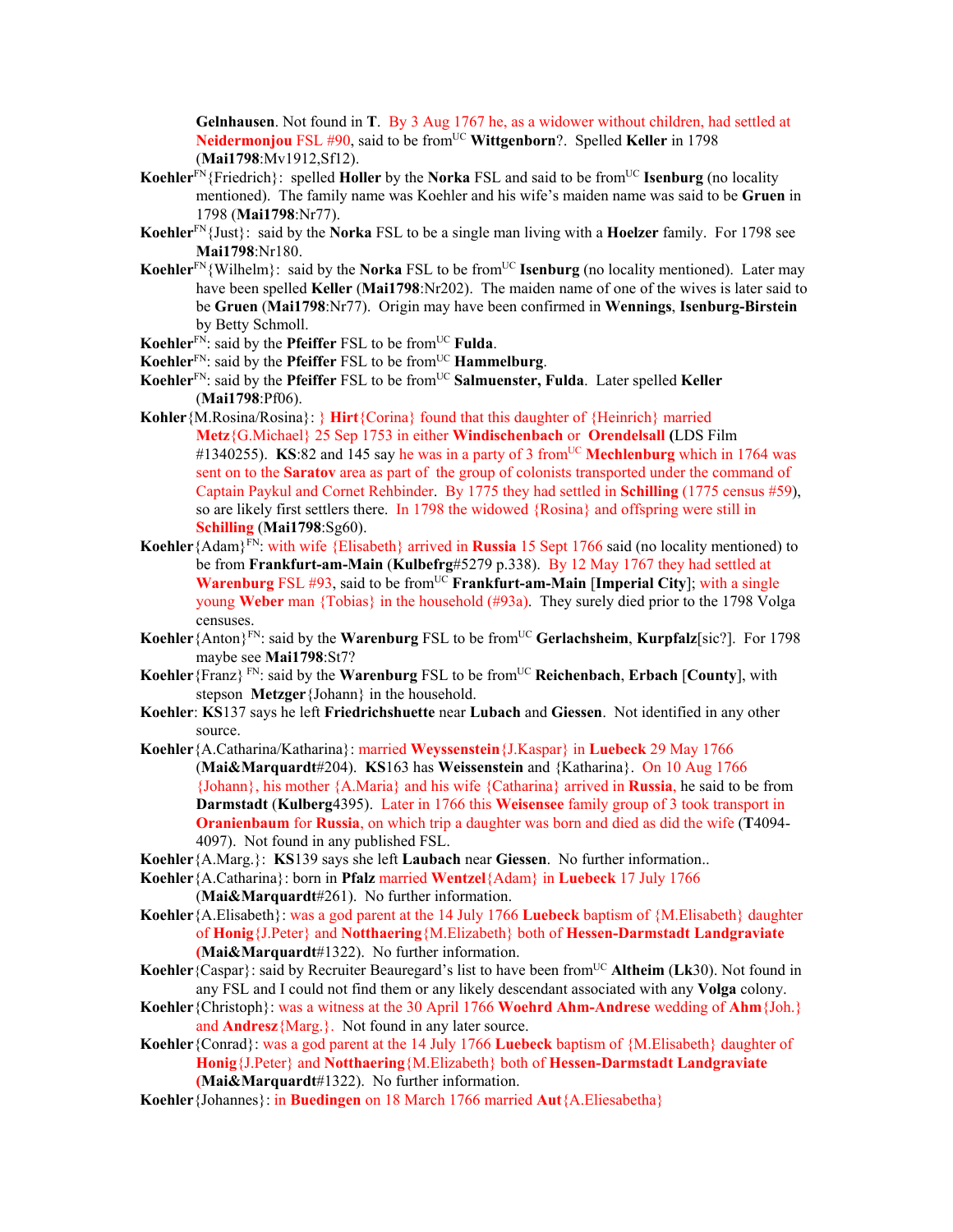**Gelnhausen**. Not found in **T**. By 3 Aug 1767 he, as a widower without children, had settled at **Neidermonjou** FSL #90, said to be from[UC] **Wittgenborn**?. Spelled **Keller** in 1798 (**Mai1798**:Mv1912,Sf12).

**Koehler**[FN]{Friedrich}: spelled **Holler** by the **Norka** FSL and said to be from[UC] **Isenburg** (no locality mentioned). The family name was Koehler and his wife's maiden name was said to be **Gruen** in 1798 (**Mai1798**:Nr77).

**Koehler**[FN]{Just}: said by the **Norka** FSL to be a single man living with a **Hoelzer** family. For 1798 see **Mai1798**:Nr180.

**Koehler**[FN]{Wilhelm}: said by the **Norka** FSL to be from[UC] **Isenburg** (no locality mentioned). Later may have been spelled **Keller** (**Mai1798**:Nr202). The maiden name of one of the wives is later said to be **Gruen** (**Mai1798**:Nr77). Origin may have been confirmed in **Wennings**, **Isenburg-Birstein** by Betty Schmoll.

**Koehler**[FN]: said by the **Pfeiffer** FSL to be from[UC] **Fulda**.

**Koehler**[FN]: said by the **Pfeiffer** FSL to be from[UC] **Hammelburg**.

**Koehler**[FN]: said by the **Pfeiffer** FSL to be from[UC] **Salmuenster, Fulda**. Later spelled **Keller** (**Mai1798**:Pf06).

**Kohler**{M.Rosina/Rosina}: } **Hirt**{Corina} found that this daughter of {Heinrich} married **Metz**{G.Michael} 25 Sep 1753 in either **Windischenbach** or **Orendelsall** (LDS Film #1340255). **KS**:82 and 145 say he was in a party of 3 from[UC] **Mechlenburg** which in 1764 was sent on to the **Saratov** area as part of the group of colonists transported under the command of Captain Paykul and Cornet Rehbinder. By 1775 they had settled in **Schilling** (1775 census #59), so are likely first settlers there. In 1798 the widowed {Rosina} and offspring were still in **Schilling** (**Mai1798**:Sg60).

**Koehler**{Adam}[FN]: with wife {Elisabeth} arrived in **Russia** 15 Sept 1766 said (no locality mentioned) to be from **Frankfurt-am-Main** (**Kulbefrg**#5279 p.338). By 12 May 1767 they had settled at **Warenburg** FSL #93, said to be from[UC] **Frankfurt-am-Main** [**Imperial City**]; with a single young **Weber** man {Tobias} in the household (#93a). They surely died prior to the 1798 Volga censuses.

**Koehler**{Anton}[FN]: said by the **Warenburg** FSL to be from[UC] **Gerlachsheim**, **Kurpfalz**[sic?]. For 1798 maybe see **Mai1798**:St7?

**Koehler**{Franz}[FN]: said by the **Warenburg** FSL to be from[UC] **Reichenbach**, **Erbach** [**County**], with stepson **Metzger**{Johann} in the household.

**Koehler**: **KS**137 says he left **Friedrichshuette** near **Lubach** and **Giessen**. Not identified in any other source.

**Koehler**{A.Catharina/Katharina}: married **Weyssenstein**{J.Kaspar} in **Luebeck** 29 May 1766 (**Mai&Marquardt**#204). **KS**163 has **Weissenstein** and {Katharina}. On 10 Aug 1766 {Johann}, his mother {A.Maria} and his wife {Catharina} arrived in **Russia**, he said to be from **Darmstadt** (**Kulberg**4395). Later in 1766 this **Weisensee** family group of 3 took transport in **Oranienbaum** for **Russia**, on which trip a daughter was born and died as did the wife (**T**4094-4097). Not found in any published FSL.

**Koehler**{A.Marg.}: **KS**139 says she left **Laubach** near **Giessen**. No further information..

**Koehler**{A.Catharina}: born in **Pfalz** married **Wentzel**{Adam} in **Luebeck** 17 July 1766 (**Mai&Marquardt**#261). No further information.

**Koehler**{A.Elisabeth}: was a god parent at the 14 July 1766 **Luebeck** baptism of {M.Elisabeth} daughter of **Honig**{J.Peter} and **Notthaering**{M.Elizabeth} both of **Hessen-Darmstadt Landgraviate** (**Mai&Marquardt**#1322). No further information.

**Koehler**{Caspar}: said by Recruiter Beauregard's list to have been from[UC] **Altheim** (**Lk**30). Not found in any FSL and I could not find them or any likely descendant associated with any **Volga** colony.

**Koehler**{Christoph}: was a witness at the 30 April 1766 **Woehrd Ahm-Andrese** wedding of **Ahm**{Joh.} and **Andresz**{Marg.}. Not found in any later source.

**Koehler**{Conrad}: was a god parent at the 14 July 1766 **Luebeck** baptism of {M.Elisabeth} daughter of **Honig**{J.Peter} and **Notthaering**{M.Elizabeth} both of **Hessen-Darmstadt Landgraviate** (**Mai&Marquardt**#1322). No further information.

**Koehler**{Johannes}: in **Buedingen** on 18 March 1766 married **Aut**{A.Eliesabetha}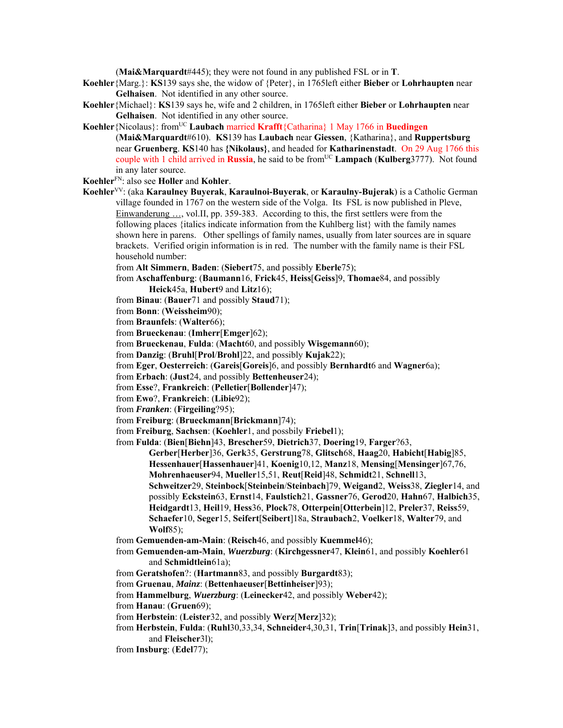(**Mai&Marquardt**#445); they were not found in any published FSL or in **T**.

**Koehler**{Marg.}: **KS**139 says she, the widow of {Peter}, in 1765left either **Bieber** or **Lohrhaupten** near **Gelhaisen**. Not identified in any other source.

**Koehler**{Michael}: **KS**139 says he, wife and 2 children, in 1765left either **Bieber** or **Lohrhaupten** near **Gelhaisen**. Not identified in any other source.

**Koehler**{Nicolaus}: from[UC] **Laubach** married **Krafft**{Catharina} 1 May 1766 in **Buedingen** (**Mai&Marquardt**#610). **KS**139 has **Laubach** near **Giessen**, {Katharina}, and **Ruppertsburg** near **Gruenberg**. **KS**140 has **{Nikolaus}**, and headed for **Katharinenstadt**. On 29 Aug 1766 this couple with 1 child arrived in **Russia**, he said to be from[UC] **Lampach** (**Kulberg**3777). Not found in any later source.

**Koehler**[FN]: also see **Holler** and **Kohler**.

**Koehler**[VV]: (aka **Karaulney Buyerak**, **Karaulnoi-Buyerak**, or **Karaulny-Bujerak**) is a Catholic German village founded in 1767 on the western side of the Volga. Its FSL is now published in Pleve, Einwanderung …, vol.II, pp. 359-383. According to this, the first settlers were from the following places {italics indicate information from the Kuhlberg list} with the family names shown here in parens. Other spellings of family names, usually from later sources are in square brackets. Verified origin information is in red. The number with the family name is their FSL household number:

from **Alt Simmern**, **Baden**: (**Siebert**75, and possibly **Eberle**75);
from **Aschaffenburg**: (**Baumann**16, **Frick**45, **Heiss**[**Geiss**]9, **Thomae**84, and possibly **Heick**45a, **Hubert**9 and **Litz**16);
from **Binau**: (**Bauer**71 and possibly **Staud**71);
from **Bonn**: (**Weissheim**90);
from **Braunfels**: (**Walter**66);
from **Brueckenau**: (**Imherr**[**Emger**]62);
from **Brueckenau**, **Fulda**: (**Macht**60, and possibly **Wisgemann**60);
from **Danzig**: (**Bruhl**[**Prol**/**Brohl**]22, and possibly **Kujak**22);
from **Eger**, **Oesterreich**: (**Gareis**[**Goreis**]6, and possibly **Bernhardt**6 and **Wagner**6a);
from **Erbach**: (**Just**24, and possibly **Bettenheuser**24);
from **Esse**?, **Frankreich**: (**Pelletier**[**Bollender**]47);
from **Ewo**?, **Frankreich**: (**Libie**92);
from ***Franken***: (**Firgeiling**?95);
from **Freiburg**: (**Brueckmann**[**Brickmann**]74);
from **Freiburg**, **Sachsen**: (**Koehler**1, and possbily **Friebel**1);
from **Fulda**: (**Bien**[**Biehn**]43, **Brescher**59, **Dietrich**37, **Doering**19, **Farger**?63, **Gerber**[**Herber**]36, **Gerk**35, **Gerstrung**78, **Glitsch**68, **Haag**20, **Habicht**[**Habig**]85, **Hessenhauer**[**Hassenhauer**]41, **Koenig**10,12, **Manz**18, **Mensing**[**Mensinger**]67,76, **Mohrenhaeuser**94, **Mueller**15,51, **Reut**[**Reid**]48, **Schmidt**21, **Schnell**13, **Schweitzer**29, **Steinbock**[**Steinbein**/**Steinbach**]79, **Weigand**2, **Weiss**38, **Ziegler**14, and possibly **Eckstein**63, **Ernst**14, **Faulstich**21, **Gassner**76, **Gerod**20, **Hahn**67, **Halbich**35, **Heidgardt**13, **Heil**19, **Hess**36, **Plock**78, **Otterpein**[**Otterbein**]12, **Preler**37, **Reiss**59, **Schaefer**10, **Seger**15, **Seifert**[**Seibert**]18a, **Straubach**2, **Voelker**18, **Walter**79, and **Wolf**85);
from **Gemuenden-am-Main**: (**Reisch**46, and possibly **Kuemmel**46);
from **Gemuenden-am-Main**, ***Wuerzburg***: (**Kirchgessner**47, **Klein**61, and possibly **Koehler**61 and **Schmidtlein**61a);
from **Geratshofen**?: (**Hartmann**83, and possibly **Burgardt**83);
from **Gruenau**, ***Mainz***: (**Bettenhaeuser**[**Bettinheiser**]93);
from **Hammelburg**, ***Wuerzburg***: (**Leinecker**42, and possibly **Weber**42);
from **Hanau**: (**Gruen**69);
from **Herbstein**: (**Leister**32, and possibly **Werz**[**Merz**]32);
from **Herbstein**, **Fulda**: (**Ruhl**30,33,34, **Schneider**4,30,31, **Trin**[**Trinak**]3, and possibly **Hein**31, and **Fleischer**3l);
from **Insburg**: (**Edel**77);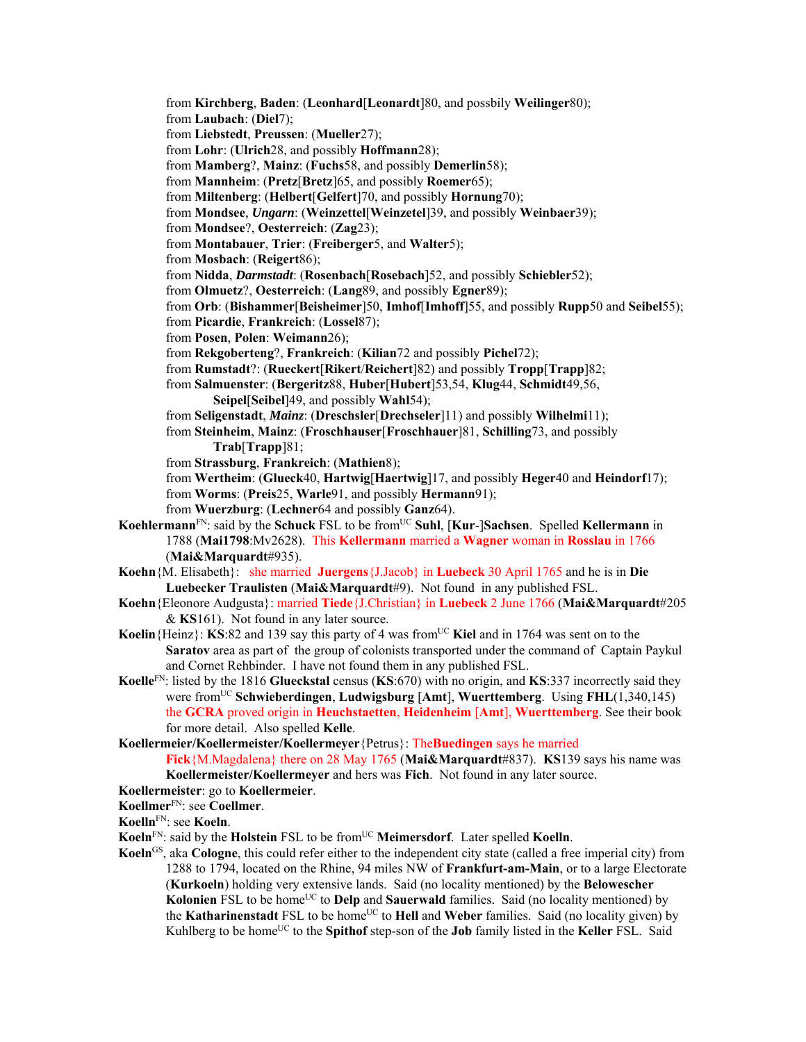from **Kirchberg**, **Baden**: (**Leonhard**[**Leonardt**]80, and possbily **Weilinger**80);
from **Laubach**: (**Diel**7);
from **Liebstedt**, **Preussen**: (**Mueller**27);
from **Lohr**: (**Ulrich**28, and possibly **Hoffmann**28);
from **Mamberg**?, **Mainz**: (**Fuchs**58, and possibly **Demerlin**58);
from **Mannheim**: (**Pretz**[**Bretz**]65, and possibly **Roemer**65);
from **Miltenberg**: (**Helbert**[**Gelfert**]70, and possibly **Hornung**70);
from **Mondsee**, ***Ungarn***: (**Weinzettel**[**Weinzetel**]39, and possibly **Weinbaer**39);
from **Mondsee**?, **Oesterreich**: (**Zag**23);
from **Montabauer**, **Trier**: (**Freiberger**5, and **Walter**5);
from **Mosbach**: (**Reigert**86);
from **Nidda**, ***Darmstadt***: (**Rosenbach**[**Rosebach**]52, and possibly **Schiebler**52);
from **Olmuetz**?, **Oesterreich**: (**Lang**89, and possibly **Egner**89);
from **Orb**: (**Bishammer**[**Beisheimer**]50, **Imhof**[**Imhoff**]55, and possibly **Rupp**50 and **Seibel**55);
from **Picardie**, **Frankreich**: (**Lossel**87);
from **Posen**, **Polen**: **Weimann**26);
from **Rekgoberteng**?, **Frankreich**: (**Kilian**72 and possibly **Pichel**72);
from **Rumstadt**?: (**Rueckert**[**Rikert**/**Reichert**]82) and possibly **Tropp**[**Trapp**]82;
from **Salmuenster**: (**Bergeritz**88, **Huber**[**Hubert**]53,54, **Klug**44, **Schmidt**49,56, **Seipel**[**Seibel**]49, and possibly **Wahl**54);
from **Seligenstadt**, ***Mainz***: (**Dreschsler**[**Drechseler**]11) and possibly **Wilhelmi**11);
from **Steinheim**, **Mainz**: (**Froschhauser**[**Froschhauer**]81, **Schilling**73, and possibly **Trab**[**Trapp**]81;
from **Strassburg**, **Frankreich**: (**Mathien**8);
from **Wertheim**: (**Glueck**40, **Hartwig**[**Haertwig**]17, and possibly **Heger**40 and **Heindorf**17);
from **Worms**: (**Preis**25, **Warle**91, and possibly **Hermann**91);
from **Wuerzburg**: (**Lechner**64 and possibly **Ganz**64).

**Koehlermann**[FN]: said by the **Schuck** FSL to be from[UC] **Suhl**, [**Kur**-]**Sachsen**. Spelled **Kellermann** in 1788 (**Mai1798**:Mv2628). This **Kellermann** married a **Wagner** woman in **Rosslau** in 1766 (**Mai&Marquardt**#935).

**Koehn**{M. Elisabeth}: she married **Juergens**{J.Jacob} in **Luebeck** 30 April 1765 and he is in **Die Luebecker Traulisten** (**Mai&Marquardt**#9). Not found in any published FSL.

**Koehn**{Eleonore Audgusta}: married **Tiede**{J.Christian} in **Luebeck** 2 June 1766 (**Mai&Marquardt**#205 & **KS**161). Not found in any later source.

**Koelin**{Heinz}: **KS**:82 and 139 say this party of 4 was from[UC] **Kiel** and in 1764 was sent on to the **Saratov** area as part of the group of colonists transported under the command of Captain Paykul and Cornet Rehbinder. I have not found them in any published FSL.

**Koelle**[FN]: listed by the 1816 **Glueckstal** census (**KS**:670) with no origin, and **KS**:337 incorrectly said they were from[UC] **Schwieberdingen**, **Ludwigsburg** [**Amt**], **Wuerttemberg**. Using **FHL**(1,340,145) the **GCRA** proved origin in **Heuchstaetten**, **Heidenheim** [**Amt**], **Wuerttemberg**. See their book for more detail. Also spelled **Kelle**.

**Koellermeier/Koellermeister/Koellermeyer**{Petrus}: The **Buedingen** says he married **Fick**{M.Magdalena} there on 28 May 1765 (**Mai&Marquardt**#837). **KS**139 says his name was **Koellermeister/Koellermeyer** and hers was **Fich**. Not found in any later source.

**Koellermeister**: go to **Koellermeier**.

**Koellmer**[FN]: see **Coellmer**.

**Koelln**[FN]: see **Koeln**.

**Koeln**[FN]: said by the **Holstein** FSL to be from[UC] **Meimersdorf**. Later spelled **Koelln**.

**Koeln**[GS], aka **Cologne**, this could refer either to the independent city state (called a free imperial city) from 1288 to 1794, located on the Rhine, 94 miles NW of **Frankfurt-am-Main**, or to a large Electorate (**Kurkoeln**) holding very extensive lands. Said (no locality mentioned) by the **Belowescher Kolonien** FSL to be home[UC] to **Delp** and **Sauerwald** families. Said (no locality mentioned) by the **Katharinenstadt** FSL to be home[UC] to **Hell** and **Weber** families. Said (no locality given) by Kuhlberg to be home[UC] to the **Spithof** step-son of the **Job** family listed in the **Keller** FSL. Said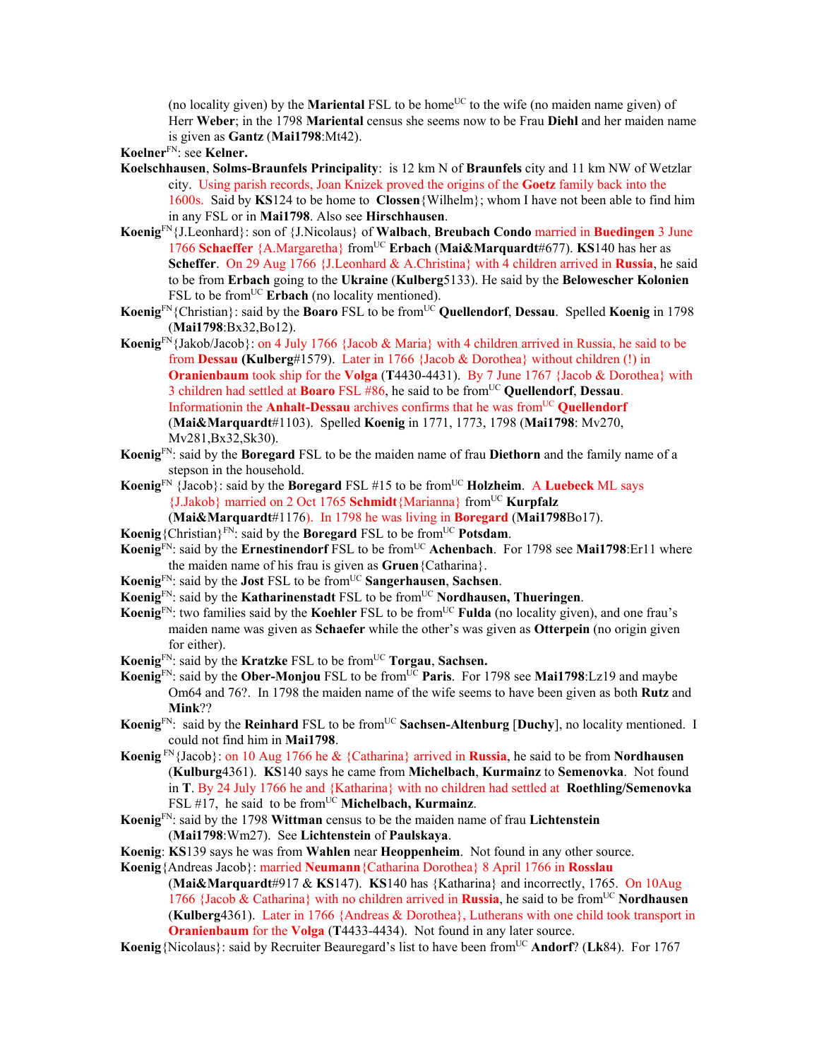(no locality given) by the **Mariental** FSL to be home[UC] to the wife (no maiden name given) of Herr **Weber**; in the 1798 **Mariental** census she seems now to be Frau **Diehl** and her maiden name is given as **Gantz** (**Mai1798**:Mt42).

**Koelner**[FN]: see **Kelner.**

**Koelschhausen**, **Solms-Braunfels Principality**: is 12 km N of **Braunfels** city and 11 km NW of Wetzlar city. Using parish records, Joan Knizek proved the origins of the **Goetz** family back into the 1600s. Said by **KS**124 to be home to **Clossen**{Wilhelm}; whom I have not been able to find him in any FSL or in **Mai1798**. Also see **Hirschhausen**.

**Koenig**[FN]{J.Leonhard}: son of {J.Nicolaus} of **Walbach**, **Breubach Condo** married in **Buedingen** 3 June 1766 **Schaeffer** {A.Margaretha} from[UC] **Erbach** (**Mai&Marquardt**#677). **KS**140 has her as **Scheffer**. On 29 Aug 1766 {J.Leonhard & A.Christina} with 4 children arrived in **Russia**, he said to be from **Erbach** going to the **Ukraine** (**Kulberg**5133). He said by the **Belowescher Kolonien** FSL to be from[UC] **Erbach** (no locality mentioned).

**Koenig**[FN]{Christian}: said by the **Boaro** FSL to be from[UC] **Quellendorf**, **Dessau**. Spelled **Koenig** in 1798 (**Mai1798**:Bx32,Bo12).

**Koenig**[FN]{Jakob/Jacob}: on 4 July 1766 {Jacob & Maria} with 4 children arrived in Russia, he said to be from **Dessau** (**Kulberg**#1579). Later in 1766 {Jacob & Dorothea} without children (**!**) in **Oranienbaum** took ship for the **Volga** (**T**4430-4431). By 7 June 1767 {Jacob & Dorothea} with 3 children had settled at **Boaro** FSL #86, he said to be from[UC] **Quellendorf**, **Dessau**. Informationin the **Anhalt-Dessau** archives confirms that he was from[UC] **Quellendorf** (**Mai&Marquardt**#1103). Spelled **Koenig** in 1771, 1773, 1798 (**Mai1798**: Mv270, Mv281,Bx32,Sk30).

**Koenig**[FN]: said by the **Boregard** FSL to be the maiden name of frau **Diethorn** and the family name of a stepson in the household.

**Koenig**[FN] {Jacob}: said by the **Boregard** FSL #15 to be from[UC] **Holzheim**. A **Luebeck** ML says {J.Jakob} married on 2 Oct 1765 **Schmidt**{Marianna} from[UC] **Kurpfalz** (**Mai&Marquardt**#1176). In 1798 he was living in **Boregard** (**Mai1798**Bo17).

**Koenig**{Christian}[FN]: said by the **Boregard** FSL to be from[UC] **Potsdam**.

**Koenig**[FN]: said by the **Ernestinendorf** FSL to be from[UC] **Achenbach**. For 1798 see **Mai1798**:Er11 where the maiden name of his frau is given as **Gruen**{Catharina}.

**Koenig**[FN]: said by the **Jost** FSL to be from[UC] **Sangerhausen**, **Sachsen**.

**Koenig**[FN]: said by the **Katharinenstadt** FSL to be from[UC] **Nordhausen, Thueringen**.

**Koenig**[FN]: two families said by the **Koehler** FSL to be from[UC] **Fulda** (no locality given), and one frau's maiden name was given as **Schaefer** while the other's was given as **Otterpein** (no origin given for either).

**Koenig**[FN]: said by the **Kratzke** FSL to be from[UC] **Torgau**, **Sachsen.**

**Koenig**[FN]: said by the **Ober-Monjou** FSL to be from[UC] **Paris**. For 1798 see **Mai1798**:Lz19 and maybe Om64 and 76?. In 1798 the maiden name of the wife seems to have been given as both **Rutz** and **Mink**??

**Koenig**[FN]: said by the **Reinhard** FSL to be from[UC] **Sachsen-Altenburg** [**Duchy**], no locality mentioned. I could not find him in **Mai1798**.

**Koenig** [FN]{Jacob}: on 10 Aug 1766 he & {Catharina} arrived in **Russia**, he said to be from **Nordhausen** (**Kulburg**4361). **KS**140 says he came from **Michelbach**, **Kurmainz** to **Semenovka**. Not found in **T**. By 24 July 1766 he and {Katharina} with no children had settled at **Roethling/Semenovka** FSL #17, he said to be from[UC] **Michelbach, Kurmainz**.

**Koenig**[FN]: said by the 1798 **Wittman** census to be the maiden name of frau **Lichtenstein** (**Mai1798**:Wm27). See **Lichtenstein** of **Paulskaya**.

**Koenig**: **KS**139 says he was from **Wahlen** near **Heoppenheim**. Not found in any other source.

**Koenig**{Andreas Jacob}: married **Neumann**{Catharina Dorothea} 8 April 1766 in **Rosslau** (**Mai&Marquardt**#917 & **KS**147). **KS**140 has {Katharina} and incorrectly, 1765. On 10Aug 1766 {Jacob & Catharina} with no children arrived in **Russia**, he said to be from[UC] **Nordhausen** (**Kulberg**4361). Later in 1766 {Andreas & Dorothea}, Lutherans with one child took transport in **Oranienbaum** for the **Volga** (**T**4433-4434). Not found in any later source.

**Koenig**{Nicolaus}: said by Recruiter Beauregard's list to have been from[UC] **Andorf**? (**Lk**84). For 1767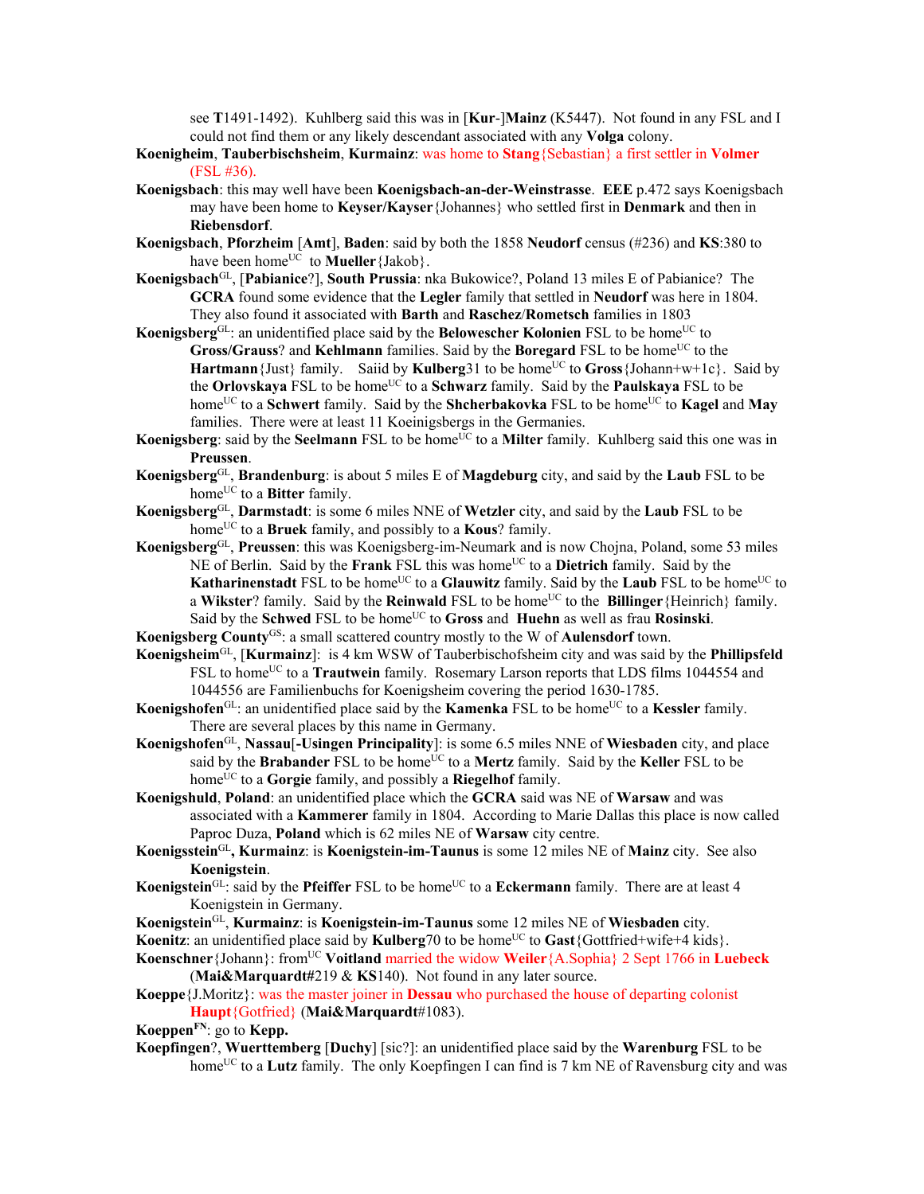see **T**1491-1492). Kuhlberg said this was in [**Kur**-]**Mainz** (K5447). Not found in any FSL and I could not find them or any likely descendant associated with any **Volga** colony.

**Koenigheim**, **Tauberbischsheim**, **Kurmainz**: was home to **Stang**{Sebastian} a first settler in **Volmer** (FSL #36).

**Koenigsbach**: this may well have been **Koenigsbach-an-der-Weinstrasse**. **EEE** p.472 says Koenigsbach may have been home to **Keyser/Kayser**{Johannes} who settled first in **Denmark** and then in **Riebensdorf**.

**Koenigsbach**, **Pforzheim** [**Amt**], **Baden**: said by both the 1858 **Neudorf** census (#236) and **KS**:380 to have been home[UC] to **Mueller**{Jakob}.

**Koenigsbach**[GL], [**Pabianice**?], **South Prussia**: nka Bukowice?, Poland 13 miles E of Pabianice? The **GCRA** found some evidence that the **Legler** family that settled in **Neudorf** was here in 1804. They also found it associated with **Barth** and **Raschez**/**Rometsch** families in 1803

**Koenigsberg**[GL]: an unidentified place said by the **Belowescher Kolonien** FSL to be home[UC] to **Gross**/**Grauss**? and **Kehlmann** families. Said by the **Boregard** FSL to be home[UC] to the **Hartmann**{Just} family. Saiid by **Kulberg**31 to be home[UC] to **Gross**{Johann+w+1c}. Said by the **Orlovskaya** FSL to be home[UC] to a **Schwarz** family. Said by the **Paulskaya** FSL to be home[UC] to a **Schwert** family. Said by the **Shcherbakovka** FSL to be home[UC] to **Kagel** and **May** families. There were at least 11 Koeinigsbergs in the Germanies.

**Koenigsberg**: said by the **Seelmann** FSL to be home[UC] to a **Milter** family. Kuhlberg said this one was in **Preussen**.

**Koenigsberg**[GL], **Brandenburg**: is about 5 miles E of **Magdeburg** city, and said by the **Laub** FSL to be home[UC] to a **Bitter** family.

**Koenigsberg**[GL], **Darmstadt**: is some 6 miles NNE of **Wetzler** city, and said by the **Laub** FSL to be home[UC] to a **Bruek** family, and possibly to a **Kous**? family.

**Koenigsberg**[GL], **Preussen**: this was Koenigsberg-im-Neumark and is now Chojna, Poland, some 53 miles NE of Berlin. Said by the **Frank** FSL this was home[UC] to a **Dietrich** family. Said by the **Katharinenstadt** FSL to be home[UC] to a **Glauwitz** family. Said by the **Laub** FSL to be home[UC] to a **Wikster**? family. Said by the **Reinwald** FSL to be home[UC] to the **Billinger**{Heinrich} family. Said by the **Schwed** FSL to be home[UC] to **Gross** and **Huehn** as well as frau **Rosinski**.

**Koenigsberg County**[GS]: a small scattered country mostly to the W of **Aulensdorf** town.

**Koenigsheim**[GL], [**Kurmainz**]: is 4 km WSW of Tauberbischofsheim city and was said by the **Phillipsfeld** FSL to home[UC] to a **Trautwein** family. Rosemary Larson reports that LDS films 1044554 and 1044556 are Familienbuchs for Koenigsheim covering the period 1630-1785.

**Koenigshofen**[GL]: an unidentified place said by the **Kamenka** FSL to be home[UC] to a **Kessler** family. There are several places by this name in Germany.

**Koenigshofen**[GL], **Nassau**[**-Usingen Principality**]: is some 6.5 miles NNE of **Wiesbaden** city, and place said by the **Brabander** FSL to be home[UC] to a **Mertz** family. Said by the **Keller** FSL to be home[UC] to a **Gorgie** family, and possibly a **Riegelhof** family.

**Koenigshuld**, **Poland**: an unidentified place which the **GCRA** said was NE of **Warsaw** and was associated with a **Kammerer** family in 1804. According to Marie Dallas this place is now called Paproc Duza, **Poland** which is 62 miles NE of **Warsaw** city centre.

**Koenigsstein**[GL]**, Kurmainz**: is **Koenigstein-im-Taunus** is some 12 miles NE of **Mainz** city. See also **Koenigstein**.

**Koenigstein**[GL]: said by the **Pfeiffer** FSL to be home[UC] to a **Eckermann** family. There are at least 4 Koenigstein in Germany.

**Koenigstein**[GL], **Kurmainz**: is **Koenigstein-im-Taunus** some 12 miles NE of **Wiesbaden** city.

**Koenitz**: an unidentified place said by **Kulberg**70 to be home[UC] to **Gast**{Gottfried+wife+4 kids}.

**Koenschner**{Johann}: from[UC] **Voitland** married the widow **Weiler**{A.Sophia} 2 Sept 1766 in **Luebeck** (**Mai&Marquardt#**219 & **KS**140). Not found in any later source.

**Koeppe**{J.Moritz}: was the master joiner in **Dessau** who purchased the house of departing colonist **Haupt**{Gotfried} (**Mai&Marquardt**#1083).

**Koeppen**[FN]: go to **Kepp.**

**Koepfingen**?, **Wuerttemberg** [**Duchy**] [sic?]: an unidentified place said by the **Warenburg** FSL to be home[UC] to a **Lutz** family. The only Koepfingen I can find is 7 km NE of Ravensburg city and was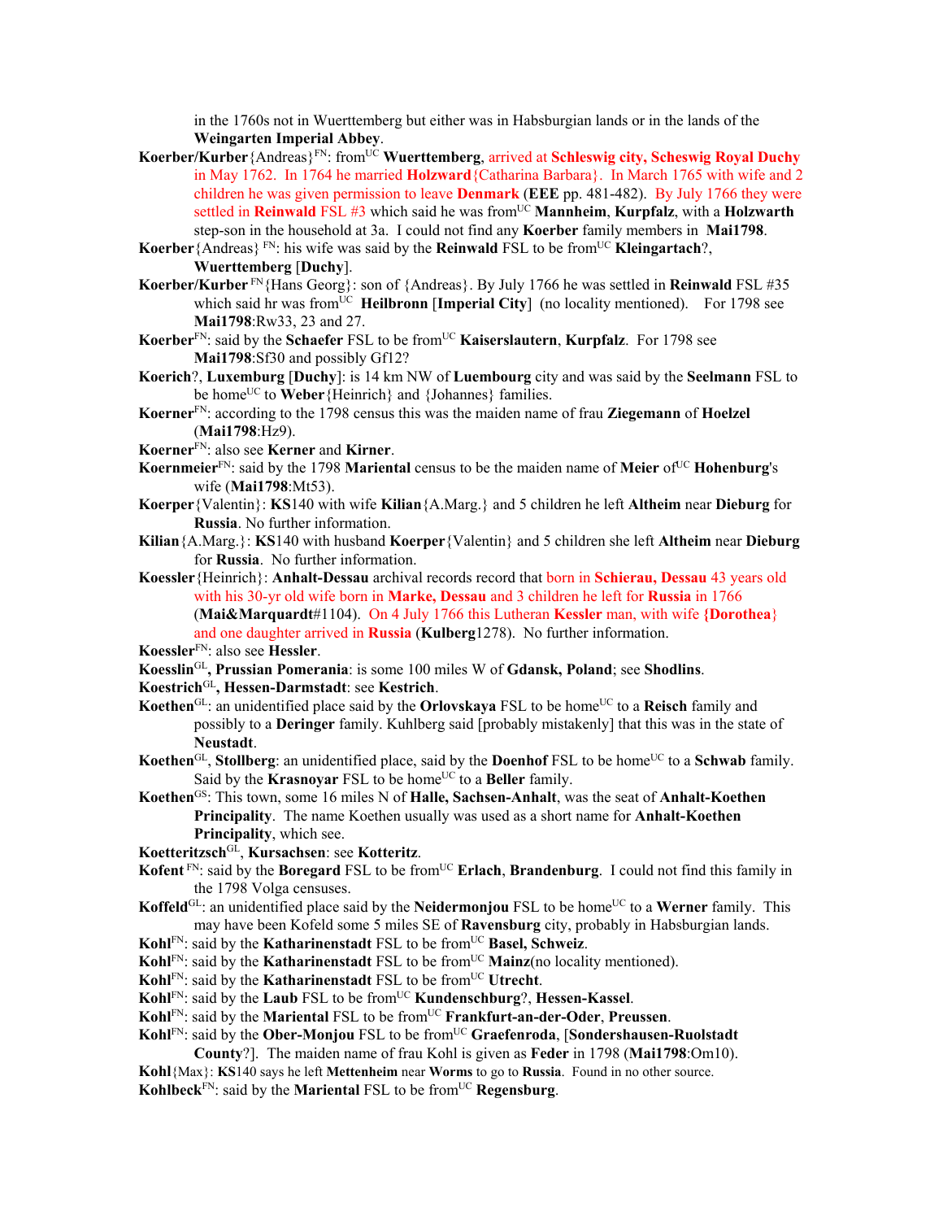in the 1760s not in Wuerttemberg but either was in Habsburgian lands or in the lands of the **Weingarten Imperial Abbey**.

**Koerber/Kurber**{Andreas}[FN]: from[UC] **Wuerttemberg**, arrived at **Schleswig city, Scheswig Royal Duchy** in May 1762. In 1764 he married **Holzward**{Catharina Barbara}. In March 1765 with wife and 2 children he was given permission to leave **Denmark** (**EEE** pp. 481-482). By July 1766 they were settled in **Reinwald** FSL #3 which said he was from[UC] **Mannheim**, **Kurpfalz**, with a **Holzwarth** step-son in the household at 3a. I could not find any **Koerber** family members in **Mai1798**.

**Koerber**{Andreas}[FN]: his wife was said by the **Reinwald** FSL to be from[UC] **Kleingartach**?, **Wuerttemberg** [**Duchy**].

**Koerber/Kurber**[FN]{Hans Georg}: son of {Andreas}. By July 1766 he was settled in **Reinwald** FSL #35 which said hr was from[UC] **Heilbronn** [**Imperial City**] (no locality mentioned). For 1798 see **Mai1798**:Rw33, 23 and 27.

**Koerber**[FN]: said by the **Schaefer** FSL to be from[UC] **Kaiserslautern**, **Kurpfalz**. For 1798 see **Mai1798**:Sf30 and possibly Gf12?

**Koerich**?, **Luxemburg** [**Duchy**]: is 14 km NW of **Luembourg** city and was said by the **Seelmann** FSL to be home[UC] to **Weber**{Heinrich} and {Johannes} families.

**Koerner**[FN]: according to the 1798 census this was the maiden name of frau **Ziegemann** of **Hoelzel** (**Mai1798**:Hz9).

**Koerner**[FN]: also see **Kerner** and **Kirner**.

**Koernmeier**[FN]: said by the 1798 **Mariental** census to be the maiden name of **Meier** of[UC] **Hohenburg**'s wife (**Mai1798**:Mt53).

**Koerper**{Valentin}: **KS**140 with wife **Kilian**{A.Marg.} and 5 children he left **Altheim** near **Dieburg** for **Russia**. No further information.

**Kilian**{A.Marg.}: **KS**140 with husband **Koerper**{Valentin} and 5 children she left **Altheim** near **Dieburg** for **Russia**. No further information.

**Koessler**{Heinrich}: **Anhalt-Dessau** archival records record that born in **Schierau, Dessau** 43 years old with his 30-yr old wife born in **Marke, Dessau** and 3 children he left for **Russia** in 1766 (**Mai&Marquardt**#1104). On 4 July 1766 this Lutheran **Kessler** man, with wife **{Dorothea**} and one daughter arrived in **Russia** (**Kulberg**1278). No further information.

**Koessler**[FN]: also see **Hessler**.

**Koesslin**[GL]**, Prussian Pomerania**: is some 100 miles W of **Gdansk, Poland**; see **Shodlins**.

**Koestrich**[GL]**, Hessen-Darmstadt**: see **Kestrich**.

**Koethen**[GL]: an unidentified place said by the **Orlovskaya** FSL to be home[UC] to a **Reisch** family and possibly to a **Deringer** family. Kuhlberg said [probably mistakenly] that this was in the state of **Neustadt**.

**Koethen**[GL], **Stollberg**: an unidentified place, said by the **Doenhof** FSL to be home[UC] to a **Schwab** family. Said by the **Krasnoyar** FSL to be home[UC] to a **Beller** family.

**Koethen**[GS]: This town, some 16 miles N of **Halle, Sachsen-Anhalt**, was the seat of **Anhalt-Koethen Principality**. The name Koethen usually was used as a short name for **Anhalt-Koethen Principality**, which see.

**Koetteritzsch**[GL], **Kursachsen**: see **Kotteritz**.

**Kofent**[FN]: said by the **Boregard** FSL to be from[UC] **Erlach**, **Brandenburg**. I could not find this family in the 1798 Volga censuses.

**Koffeld**[GL]: an unidentified place said by the **Neidermonjou** FSL to be home[UC] to a **Werner** family. This may have been Kofeld some 5 miles SE of **Ravensburg** city, probably in Habsburgian lands.

**Kohl**[FN]: said by the **Katharinenstadt** FSL to be from[UC] **Basel, Schweiz**.

**Kohl**[FN]: said by the **Katharinenstadt** FSL to be from[UC] **Mainz**(no locality mentioned).

**Kohl**[FN]: said by the **Katharinenstadt** FSL to be from[UC] **Utrecht**.

**Kohl**[FN]: said by the **Laub** FSL to be from[UC] **Kundenschburg**?, **Hessen-Kassel**.

**Kohl**[FN]: said by the **Mariental** FSL to be from[UC] **Frankfurt-an-der-Oder**, **Preussen**.

**Kohl**[FN]: said by the **Ober-Monjou** FSL to be from[UC] **Graefenroda**, [**Sondershausen-Ruolstadt County**?]. The maiden name of frau Kohl is given as **Feder** in 1798 (**Mai1798**:Om10).

**Kohl**{Max}: **KS**140 says he left **Mettenheim** near **Worms** to go to **Russia**. Found in no other source.

**Kohlbeck**[FN]: said by the **Mariental** FSL to be from[UC] **Regensburg**.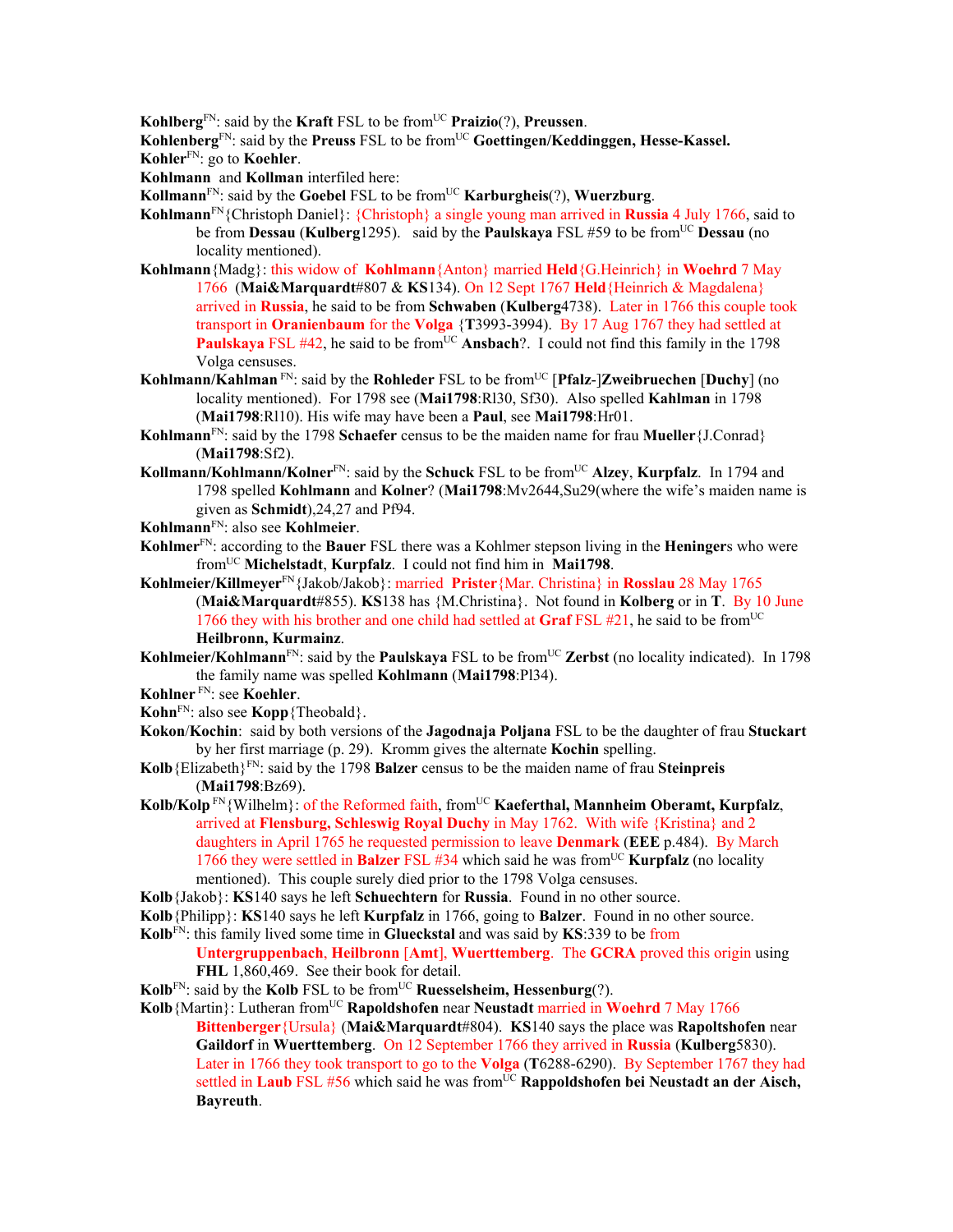**Kohlberg**[FN]: said by the **Kraft** FSL to be from[UC] **Praizio**(?), **Preussen**.

**Kohlenberg**[FN]: said by the **Preuss** FSL to be from[UC] **Goettingen/Keddinggen, Hesse-Kassel.**

**Kohler**[FN]: go to **Koehler**.

**Kohlmann** and **Kollman** interfiled here:

**Kollmann**[FN]: said by the **Goebel** FSL to be from[UC] **Karburgheis**(?), **Wuerzburg**.

**Kohlmann**[FN]{Christoph Daniel}: {Christoph} a single young man arrived in **Russia** 4 July 1766, said to be from **Dessau** (**Kulberg**1295). said by the **Paulskaya** FSL #59 to be from[UC] **Dessau** (no locality mentioned).

**Kohlmann**{Madg}: this widow of **Kohlmann**{Anton} married **Held**{G.Heinrich} in **Woehrd** 7 May 1766 (**Mai&Marquardt**#807 & **KS**134). On 12 Sept 1767 **Held**{Heinrich & Magdalena} arrived in **Russia**, he said to be from **Schwaben** (**Kulberg**4738). Later in 1766 this couple took transport in **Oranienbaum** for the **Volga** {**T**3993-3994). By 17 Aug 1767 they had settled at **Paulskaya** FSL #42, he said to be from[UC] **Ansbach**?. I could not find this family in the 1798 Volga censuses.

**Kohlmann/Kahlman** [FN]: said by the **Rohleder** FSL to be from[UC] [**Pfalz**-]**Zweibruechen** [**Duchy**] (no locality mentioned). For 1798 see (**Mai1798**:Rl30, Sf30). Also spelled **Kahlman** in 1798 (**Mai1798**:Rl10). His wife may have been a **Paul**, see **Mai1798**:Hr01.

**Kohlmann**[FN]: said by the 1798 **Schaefer** census to be the maiden name for frau **Mueller**{J.Conrad} (**Mai1798**:Sf2).

**Kollmann/Kohlmann/Kolner**[FN]: said by the **Schuck** FSL to be from[UC] **Alzey**, **Kurpfalz**. In 1794 and 1798 spelled **Kohlmann** and **Kolner**? (**Mai1798**:Mv2644,Su29(where the wife's maiden name is given as **Schmidt**),24,27 and Pf94.

**Kohlmann**[FN]: also see **Kohlmeier**.

**Kohlmer**[FN]: according to the **Bauer** FSL there was a Kohlmer stepson living in the **Heninger**s who were from[UC] **Michelstadt**, **Kurpfalz**. I could not find him in **Mai1798**.

**Kohlmeier/Killmeyer**[FN]{Jakob/Jakob}: married **Prister**{Mar. Christina} in **Rosslau** 28 May 1765 (**Mai&Marquardt**#855). **KS**138 has {M.Christina}. Not found in **Kolberg** or in **T**. By 10 June 1766 they with his brother and one child had settled at **Graf** FSL #21, he said to be from[UC] **Heilbronn, Kurmainz**.

**Kohlmeier/Kohlmann**[FN]: said by the **Paulskaya** FSL to be from[UC] **Zerbst** (no locality indicated). In 1798 the family name was spelled **Kohlmann** (**Mai1798**:Pl34).

**Kohlner** [FN]: see **Koehler**.

**Kohn**[FN]: also see **Kopp**{Theobald}.

**Kokon**/**Kochin**: said by both versions of the **Jagodnaja Poljana** FSL to be the daughter of frau **Stuckart** by her first marriage (p. 29). Kromm gives the alternate **Kochin** spelling.

**Kolb**{Elizabeth}[FN]: said by the 1798 **Balzer** census to be the maiden name of frau **Steinpreis** (**Mai1798**:Bz69).

**Kolb/Kolp** [FN]{Wilhelm}: of the Reformed faith, from[UC] **Kaeferthal, Mannheim Oberamt, Kurpfalz**, arrived at **Flensburg, Schleswig Royal Duchy** in May 1762. With wife {Kristina} and 2 daughters in April 1765 he requested permission to leave **Denmark** (**EEE** p.484). By March 1766 they were settled in **Balzer** FSL #34 which said he was from[UC] **Kurpfalz** (no locality mentioned). This couple surely died prior to the 1798 Volga censuses.

**Kolb**{Jakob}: **KS**140 says he left **Schuechtern** for **Russia**. Found in no other source.

**Kolb**{Philipp}: **KS**140 says he left **Kurpfalz** in 1766, going to **Balzer**. Found in no other source.

**Kolb**[FN]: this family lived some time in **Glueckstal** and was said by **KS**:339 to be from **Untergruppenbach**, **Heilbronn** [**Amt**], **Wuerttemberg**. The **GCRA** proved this origin using **FHL** 1,860,469. See their book for detail.

**Kolb**[FN]: said by the **Kolb** FSL to be from[UC] **Ruesselsheim, Hessenburg**(?).

**Kolb**{Martin}: Lutheran from[UC] **Rapoldshofen** near **Neustadt** married in **Woehrd** 7 May 1766 **Bittenberger**{Ursula} (**Mai&Marquardt**#804). **KS**140 says the place was **Rapoltshofen** near **Gaildorf** in **Wuerttemberg**. On 12 September 1766 they arrived in **Russia** (**Kulberg**5830). Later in 1766 they took transport to go to the **Volga** (**T**6288-6290). By September 1767 they had settled in **Laub** FSL #56 which said he was from[UC] **Rappoldshofen bei Neustadt an der Aisch, Bayreuth**.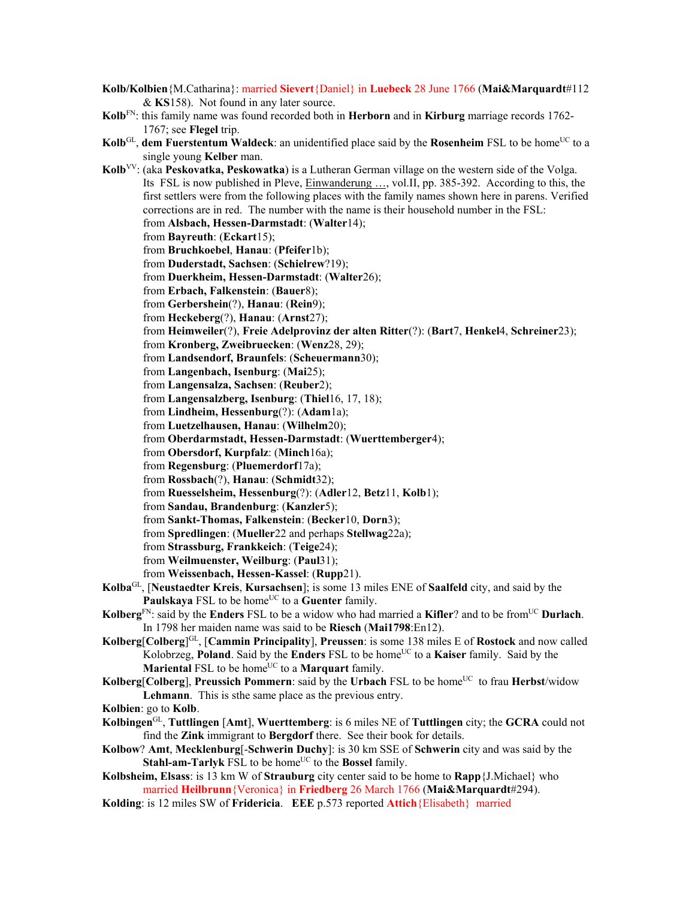**Kolb/Kolbien**{M.Catharina}: married **Sievert**{Daniel} in **Luebeck** 28 June 1766 (**Mai&Marquardt**#112 & **KS**158). Not found in any later source.

**Kolb**[FN]: this family name was found recorded both in **Herborn** and in **Kirburg** marriage records 1762-1767; see **Flegel** trip.

**Kolb**[GL], **dem Fuerstentum Waldeck**: an unidentified place said by the **Rosenheim** FSL to be home[UC] to a single young **Kelber** man.

**Kolb**[VV]: (aka **Peskovatka, Peskowatka**) is a Lutheran German village on the western side of the Volga. Its FSL is now published in Pleve, Einwanderung …, vol.II, pp. 385-392. According to this, the first settlers were from the following places with the family names shown here in parens. Verified corrections are in red. The number with the name is their household number in the FSL:

- from **Alsbach, Hessen-Darmstadt**: (**Walter**14);
- from **Bayreuth**: (**Eckart**15);
- from **Bruchkoebel**, **Hanau**: (**Pfeifer**1b);
- from **Duderstadt, Sachsen**: (**Schielrew**?19);
- from **Duerkheim, Hessen-Darmstadt**: (**Walter**26);
- from **Erbach, Falkenstein**: (**Bauer**8);
- from **Gerbershein**(?), **Hanau**: (**Rein**9);
- from **Heckeberg**(?), **Hanau**: (**Arnst**27);
- from **Heimweiler**(?), **Freie Adelprovinz der alten Ritter**(?): (**Bart**7, **Henkel**4, **Schreiner**23);
- from **Kronberg, Zweibruecken**: (**Wenz**28, 29);
- from **Landsendorf, Braunfels**: (**Scheuermann**30);
- from **Langenbach, Isenburg**: (**Mai**25);
- from **Langensalza, Sachsen**: (**Reuber**2);
- from **Langensalzberg, Isenburg**: (**Thiel**16, 17, 18);
- from **Lindheim, Hessenburg**(?): (**Adam**1a);
- from **Luetzelhausen, Hanau**: (**Wilhelm**20);
- from **Oberdarmstadt, Hessen-Darmstadt**: (**Wuerttemberger**4);
- from **Obersdorf, Kurpfalz**: (**Minch**16a);
- from **Regensburg**: (**Pluemerdorf**17a);
- from **Rossbach**(?), **Hanau**: (**Schmidt**32);
- from **Ruesselsheim, Hessenburg**(?): (**Adler**12, **Betz**11, **Kolb**1);
- from **Sandau, Brandenburg**: (**Kanzler**5);
- from **Sankt-Thomas, Falkenstein**: (**Becker**10, **Dorn**3);
- from **Spredlingen**: (**Mueller**22 and perhaps **Stellwag**22a);
- from **Strassburg, Frankkeich**: (**Teige**24);
- from **Weilmuenster, Weilburg**: (**Paul**31);
- from **Weissenbach, Hessen-Kassel**: (**Rupp**21).

**Kolba**[GL], [**Neustaedter Kreis**, **Kursachsen**]; is some 13 miles ENE of **Saalfeld** city, and said by the **Paulskaya** FSL to be home[UC] to a **Guenter** family.

**Kolberg**[FN]: said by the **Enders** FSL to be a widow who had married a **Kifler**? and to be from[UC] **Durlach**. In 1798 her maiden name was said to be **Riesch** (**Mai1798**:En12).

**Kolberg**[**Colberg**][GL], [**Cammin Principality**], **Preussen**: is some 138 miles E of **Rostock** and now called Kolobrzeg, **Poland**. Said by the **Enders** FSL to be home[UC] to a **Kaiser** family. Said by the **Mariental** FSL to be home[UC] to a **Marquart** family.

**Kolberg**[**Colberg**], **Preussich Pommern**: said by the **Urbach** FSL to be home[UC] to frau **Herbst**/widow **Lehmann**. This is sthe same place as the previous entry.

**Kolbien**: go to **Kolb**.

**Kolbingen**[GL], **Tuttlingen** [**Amt**], **Wuerttemberg**: is 6 miles NE of **Tuttlingen** city; the **GCRA** could not find the **Zink** immigrant to **Bergdorf** there. See their book for details.

**Kolbow**? **Amt**, **Mecklenburg**[-**Schwerin Duchy**]: is 30 km SSE of **Schwerin** city and was said by the **Stahl-am-Tarlyk** FSL to be home[UC] to the **Bossel** family.

**Kolbsheim, Elsass**: is 13 km W of **Strauburg** city center said to be home to **Rapp**{J.Michael} who married **Heilbrunn**{Veronica} in **Friedberg** 26 March 1766 (**Mai&Marquardt**#294).

**Kolding**: is 12 miles SW of **Fridericia**. **EEE** p.573 reported **Attich**{Elisabeth} married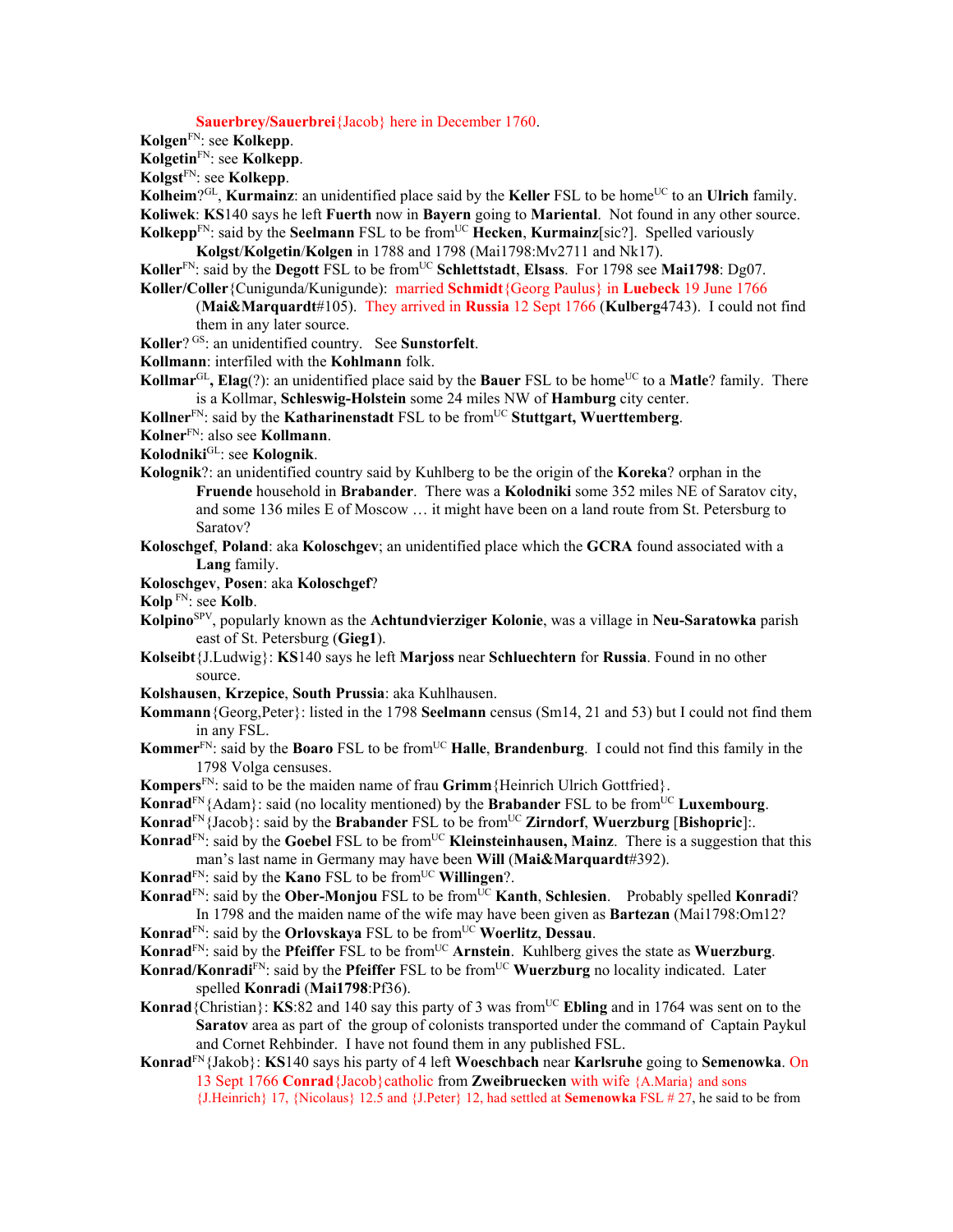**Sauerbrey/Sauerbrei**{Jacob} here in December 1760.

**Kolgen**[FN]: see **Kolkepp**.

**Kolgetin**[FN]: see **Kolkepp**.

**Kolgst**[FN]: see **Kolkepp**.

**Kolheim**?[GL], **Kurmainz**: an unidentified place said by the **Keller** FSL to be home[UC] to an **Ulrich** family.

**Koliwek**: **KS**140 says he left **Fuerth** now in **Bayern** going to **Mariental**. Not found in any other source.

**Kolkepp**[FN]: said by the **Seelmann** FSL to be from[UC] **Hecken**, **Kurmainz**[sic?]. Spelled variously **Kolgst**/**Kolgetin**/**Kolgen** in 1788 and 1798 (Mai1798:Mv2711 and Nk17).

**Koller**[FN]: said by the **Degott** FSL to be from[UC] **Schlettstadt**, **Elsass**. For 1798 see **Mai1798**: Dg07.

**Koller/Coller**{Cunigunda/Kunigunde}: married **Schmidt**{Georg Paulus} in **Luebeck** 19 June 1766 (**Mai&Marquardt**#105). They arrived in **Russia** 12 Sept 1766 (**Kulberg**4743). I could not find them in any later source.

**Koller**? [GS]: an unidentified country. See **Sunstorfelt**.

**Kollmann**: interfiled with the **Kohlmann** folk.

**Kollmar**[GL]**, Elag**(?): an unidentified place said by the **Bauer** FSL to be home[UC] to a **Matle**? family. There is a Kollmar, **Schleswig-Holstein** some 24 miles NW of **Hamburg** city center.

**Kollner**[FN]: said by the **Katharinenstadt** FSL to be from[UC] **Stuttgart, Wuerttemberg**.

**Kolner**[FN]: also see **Kollmann**.

**Kolodniki**[GL]: see **Kolognik**.

**Kolognik**?: an unidentified country said by Kuhlberg to be the origin of the **Koreka**? orphan in the **Fruende** household in **Brabander**. There was a **Kolodniki** some 352 miles NE of Saratov city, and some 136 miles E of Moscow … it might have been on a land route from St. Petersburg to Saratov?

**Koloschgef**, **Poland**: aka **Koloschgev**; an unidentified place which the **GCRA** found associated with a **Lang** family.

**Koloschgev**, **Posen**: aka **Koloschgef**?

**Kolp** [FN]: see **Kolb**.

**Kolpino**[SPV], popularly known as the **Achtundvierziger Kolonie**, was a village in **Neu-Saratowka** parish east of St. Petersburg (**Gieg1**).

**Kolseibt**{J.Ludwig}: **KS**140 says he left **Marjoss** near **Schluechtern** for **Russia**. Found in no other source.

**Kolshausen**, **Krzepice**, **South Prussia**: aka Kuhlhausen.

**Kommann**{Georg,Peter}: listed in the 1798 **Seelmann** census (Sm14, 21 and 53) but I could not find them in any FSL.

**Kommer**[FN]: said by the **Boaro** FSL to be from[UC] **Halle**, **Brandenburg**. I could not find this family in the 1798 Volga censuses.

**Kompers**[FN]: said to be the maiden name of frau **Grimm**{Heinrich Ulrich Gottfried}.

**Konrad**[FN]{Adam}: said (no locality mentioned) by the **Brabander** FSL to be from[UC] **Luxembourg**.

**Konrad**[FN]{Jacob}: said by the **Brabander** FSL to be from[UC] **Zirndorf**, **Wuerzburg** [**Bishopric**]:.

**Konrad**[FN]: said by the **Goebel** FSL to be from[UC] **Kleinsteinhausen, Mainz**. There is a suggestion that this man's last name in Germany may have been **Will** (**Mai&Marquardt**#392).

**Konrad**[FN]: said by the **Kano** FSL to be from[UC] **Willingen**?.

**Konrad**[FN]: said by the **Ober-Monjou** FSL to be from[UC] **Kanth**, **Schlesien**. Probably spelled **Konradi**? In 1798 and the maiden name of the wife may have been given as **Bartezan** (Mai1798:Om12?

**Konrad**[FN]: said by the **Orlovskaya** FSL to be from[UC] **Woerlitz**, **Dessau**.

**Konrad**[FN]: said by the **Pfeiffer** FSL to be from[UC] **Arnstein**. Kuhlberg gives the state as **Wuerzburg**.

**Konrad/Konradi**[FN]: said by the **Pfeiffer** FSL to be from[UC] **Wuerzburg** no locality indicated. Later spelled **Konradi** (**Mai1798**:Pf36).

**Konrad**{Christian}: **KS**:82 and 140 say this party of 3 was from[UC] **Ebling** and in 1764 was sent on to the **Saratov** area as part of the group of colonists transported under the command of Captain Paykul and Cornet Rehbinder. I have not found them in any published FSL.

**Konrad**[FN]{Jakob}: **KS**140 says his party of 4 left **Woeschbach** near **Karlsruhe** going to **Semenowka**. On 13 Sept 1766 **Conrad**{Jacob}catholic from **Zweibruecken** with wife {A.Maria} and sons {J.Heinrich} 17, {Nicolaus} 12.5 and {J.Peter} 12, had settled at **Semenowka** FSL # 27, he said to be from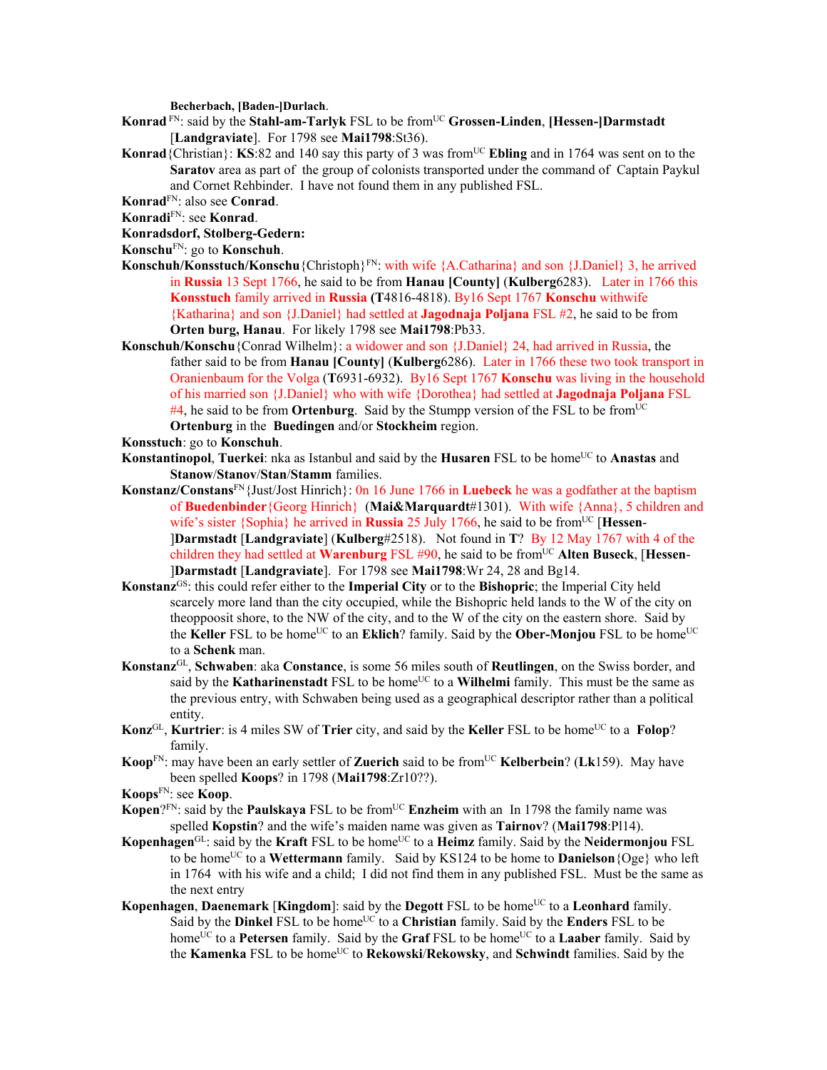**Becherbach, [Baden-]Durlach**.

**Konrad** [FN]: said by the **Stahl-am-Tarlyk** FSL to be from[UC] **Grossen-Linden**, **[Hessen-]Darmstadt** [**Landgraviate**]. For 1798 see **Mai1798**:St36).

**Konrad**{Christian}: **KS**:82 and 140 say this party of 3 was from[UC] **Ebling** and in 1764 was sent on to the **Saratov** area as part of the group of colonists transported under the command of Captain Paykul and Cornet Rehbinder. I have not found them in any published FSL.

**Konrad**[FN]: also see **Conrad**.

**Konradi**[FN]: see **Konrad**.

**Konradsdorf, Stolberg-Gedern:**

**Konschu**[FN]: go to **Konschuh**.

**Konschuh/Konsstuch/Konschu**{Christoph}[FN]: with wife {A.Catharina} and son {J.Daniel} 3, he arrived in **Russia** 13 Sept 1766, he said to be from **Hanau [County]** (**Kulberg**6283). Later in 1766 this **Konsstuch** family arrived in **Russia** (**T**4816-4818). By16 Sept 1767 **Konschu** withwife {Katharina} and son {J.Daniel} had settled at **Jagodnaja Poljana** FSL #2, he said to be from **Orten burg, Hanau**. For likely 1798 see **Mai1798**:Pb33.

**Konschuh/Konschu**{Conrad Wilhelm}: a widower and son {J.Daniel} 24, had arrived in Russia, the father said to be from **Hanau [County]** (**Kulberg**6286). Later in 1766 these two took transport in Oranienbaum for the Volga (**T**6931-6932). By16 Sept 1767 **Konschu** was living in the household of his married son {J.Daniel} who with wife {Dorothea} had settled at **Jagodnaja Poljana** FSL #4, he said to be from **Ortenburg**. Said by the Stumpp version of the FSL to be from[UC] **Ortenburg** in the **Buedingen** and/or **Stockheim** region.

**Konsstuch**: go to **Konschuh**.

**Konstantinopol**, **Tuerkei**: nka as Istanbul and said by the **Husaren** FSL to be home[UC] to **Anastas** and **Stanow**/**Stanov**/**Stan**/**Stamm** families.

**Konstanz/Constans**[FN]{Just/Jost Hinrich}: 0n 16 June 1766 in **Luebeck** he was a godfather at the baptism of **Buedenbinder**{Georg Hinrich} (**Mai&Marquardt**#1301). With wife {Anna}, 5 children and wife's sister {Sophia} he arrived in **Russia** 25 July 1766, he said to be from[UC] [**Hessen-**]**Darmstadt** [**Landgraviate**] (**Kulberg**#2518). Not found in **T**? By 12 May 1767 with 4 of the children they had settled at **Warenburg** FSL #90, he said to be from[UC] **Alten Buseck**, [**Hessen-**]**Darmstadt** [**Landgraviate**]. For 1798 see **Mai1798**:Wr 24, 28 and Bg14.

**Konstanz**[GS]: this could refer either to the **Imperial City** or to the **Bishopric**; the Imperial City held scarcely more land than the city occupied, while the Bishopric held lands to the W of the city on theoppoosit shore, to the NW of the city, and to the W of the city on the eastern shore. Said by the **Keller** FSL to be home[UC] to an **Eklich**? family. Said by the **Ober-Monjou** FSL to be home[UC] to a **Schenk** man.

**Konstanz**[GL], **Schwaben**: aka **Constance**, is some 56 miles south of **Reutlingen**, on the Swiss border, and said by the **Katharinenstadt** FSL to be home[UC] to a **Wilhelmi** family. This must be the same as the previous entry, with Schwaben being used as a geographical descriptor rather than a political entity.

**Konz**[GL], **Kurtrier**: is 4 miles SW of **Trier** city, and said by the **Keller** FSL to be home[UC] to a **Folop**? family.

**Koop**[FN]: may have been an early settler of **Zuerich** said to be from[UC] **Kelberbein**? (**Lk**159). May have been spelled **Koops**? in 1798 (**Mai1798**:Zr10??).

**Koops**[FN]: see **Koop**.

**Kopen**?[FN]: said by the **Paulskaya** FSL to be from[UC] **Enzheim** with an In 1798 the family name was spelled **Kopstin**? and the wife's maiden name was given as **Tairnov**? (**Mai1798**:Pl14).

**Kopenhagen**[GL]: said by the **Kraft** FSL to be home[UC] to a **Heimz** family. Said by the **Neidermonjou** FSL to be home[UC] to a **Wettermann** family. Said by KS124 to be home to **Danielson**{Oge} who left in 1764 with his wife and a child; I did not find them in any published FSL. Must be the same as the next entry

**Kopenhagen**, **Daenemark** [**Kingdom**]: said by the **Degott** FSL to be home[UC] to a **Leonhard** family. Said by the **Dinkel** FSL to be home[UC] to a **Christian** family. Said by the **Enders** FSL to be home[UC] to a **Petersen** family. Said by the **Graf** FSL to be home[UC] to a **Laaber** family. Said by the **Kamenka** FSL to be home[UC] to **Rekowski**/**Rekowsky**, and **Schwindt** families. Said by the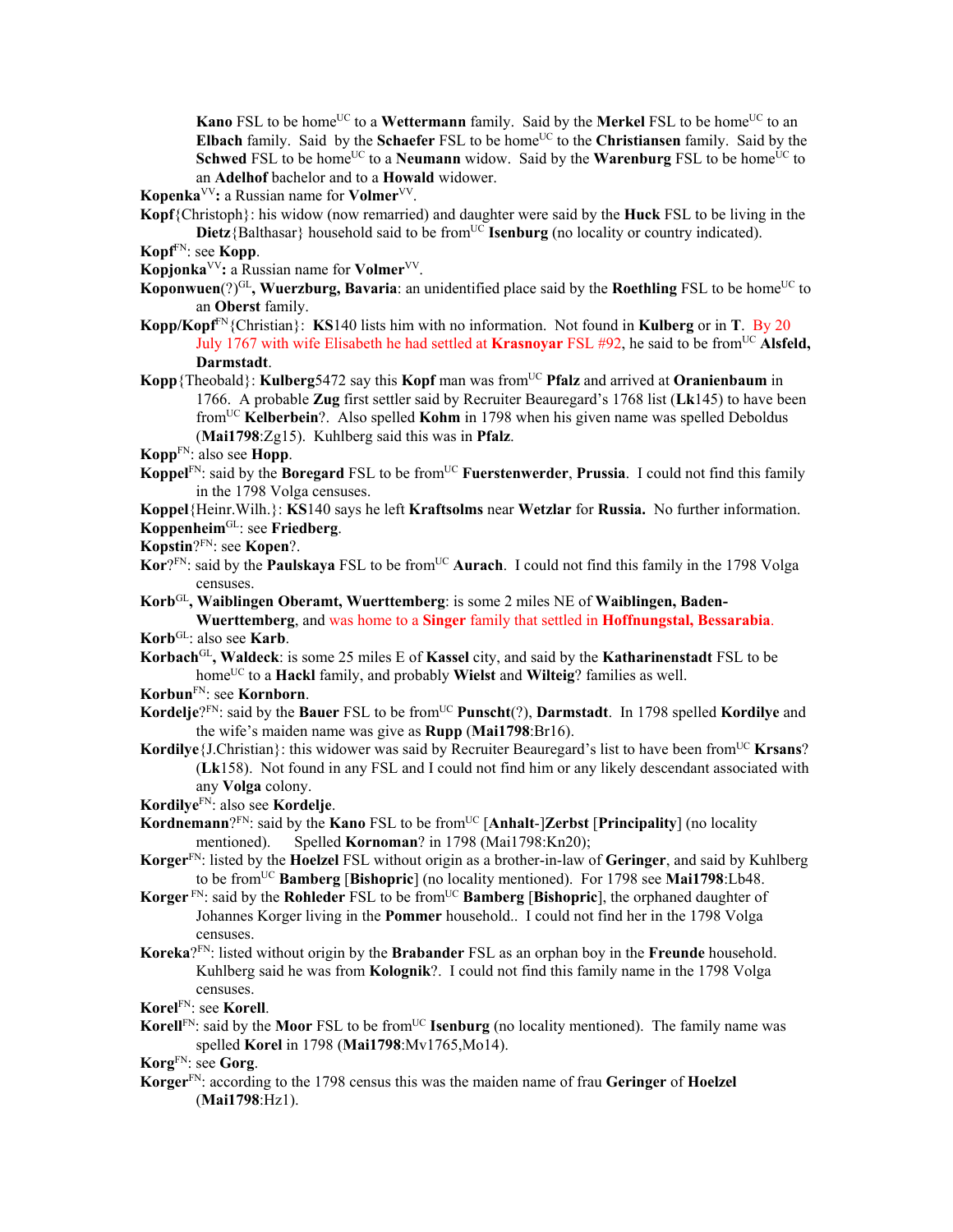**Kano** FSL to be home[UC] to a **Wettermann** family. Said by the **Merkel** FSL to be home[UC] to an **Elbach** family. Said by the **Schaefer** FSL to be home[UC] to the **Christiansen** family. Said by the **Schwed** FSL to be home[UC] to a **Neumann** widow. Said by the **Warenburg** FSL to be home[UC] to an **Adelhof** bachelor and to a **Howald** widower.

**Kopenka**[VV]**:** a Russian name for **Volmer**[VV].

**Kopf**{Christoph}: his widow (now remarried) and daughter were said by the **Huck** FSL to be living in the **Dietz**{Balthasar} household said to be from[UC] **Isenburg** (no locality or country indicated).

**Kopf**[FN]: see **Kopp**.

**Kopjonka**[VV]**:** a Russian name for **Volmer**[VV].

**Koponwuen**(?)[GL]**, Wuerzburg, Bavaria**: an unidentified place said by the **Roethling** FSL to be home[UC] to an **Oberst** family.

**Kopp/Kopf**[FN]{Christian}: **KS**140 lists him with no information. Not found in **Kulberg** or in **T**. By 20 July 1767 with wife Elisabeth he had settled at **Krasnoyar** FSL #92, he said to be from[UC] **Alsfeld, Darmstadt**.

**Kopp**{Theobald}: **Kulberg**5472 say this **Kopf** man was from[UC] **Pfalz** and arrived at **Oranienbaum** in 1766. A probable **Zug** first settler said by Recruiter Beauregard's 1768 list (**Lk**145) to have been from[UC] **Kelberbein**?. Also spelled **Kohm** in 1798 when his given name was spelled Deboldus (**Mai1798**:Zg15). Kuhlberg said this was in **Pfalz**.

**Kopp**[FN]: also see **Hopp**.

**Koppel**[FN]: said by the **Boregard** FSL to be from[UC] **Fuerstenwerder**, **Prussia**. I could not find this family in the 1798 Volga censuses.

**Koppel**{Heinr.Wilh.}: **KS**140 says he left **Kraftsolms** near **Wetzlar** for **Russia.** No further information.

**Koppenheim**[GL]: see **Friedberg**.

**Kopstin**?[FN]: see **Kopen**?.

**Kor**?[FN]: said by the **Paulskaya** FSL to be from[UC] **Aurach**. I could not find this family in the 1798 Volga censuses.

**Korb**[GL]**, Waiblingen Oberamt, Wuerttemberg**: is some 2 miles NE of **Waiblingen, Baden-Wuerttemberg**, and was home to a **Singer** family that settled in **Hoffnungstal, Bessarabia**.

**Korb**[GL]: also see **Karb**.

**Korbach**[GL]**, Waldeck**: is some 25 miles E of **Kassel** city, and said by the **Katharinenstadt** FSL to be home[UC] to a **Hackl** family, and probably **Wielst** and **Wilteig**? families as well.

**Korbun**[FN]: see **Kornborn**.

**Kordelje**?[FN]: said by the **Bauer** FSL to be from[UC] **Punscht**(?), **Darmstadt**. In 1798 spelled **Kordilye** and the wife's maiden name was give as **Rupp** (**Mai1798**:Br16).

**Kordilye**{J.Christian}: this widower was said by Recruiter Beauregard's list to have been from[UC] **Krsans**? (**Lk**158). Not found in any FSL and I could not find him or any likely descendant associated with any **Volga** colony.

**Kordilye**[FN]: also see **Kordelje**.

**Kordnemann**?[FN]: said by the **Kano** FSL to be from[UC] [**Anhalt**-]**Zerbst** [**Principality**] (no locality mentioned). Spelled **Kornoman**? in 1798 (Mai1798:Kn20);

**Korger**[FN]: listed by the **Hoelzel** FSL without origin as a brother-in-law of **Geringer**, and said by Kuhlberg to be from[UC] **Bamberg** [**Bishopric**] (no locality mentioned). For 1798 see **Mai1798**:Lb48.

**Korger** [FN]: said by the **Rohleder** FSL to be from[UC] **Bamberg** [**Bishopric**], the orphaned daughter of Johannes Korger living in the **Pommer** household.. I could not find her in the 1798 Volga censuses.

**Koreka**?[FN]: listed without origin by the **Brabander** FSL as an orphan boy in the **Freunde** household. Kuhlberg said he was from **Kolognik**?. I could not find this family name in the 1798 Volga censuses.

**Korel**[FN]: see **Korell**.

**Korell**[FN]: said by the **Moor** FSL to be from[UC] **Isenburg** (no locality mentioned). The family name was spelled **Korel** in 1798 (**Mai1798**:Mv1765,Mo14).

**Korg**[FN]: see **Gorg**.

**Korger**[FN]: according to the 1798 census this was the maiden name of frau **Geringer** of **Hoelzel** (**Mai1798**:Hz1).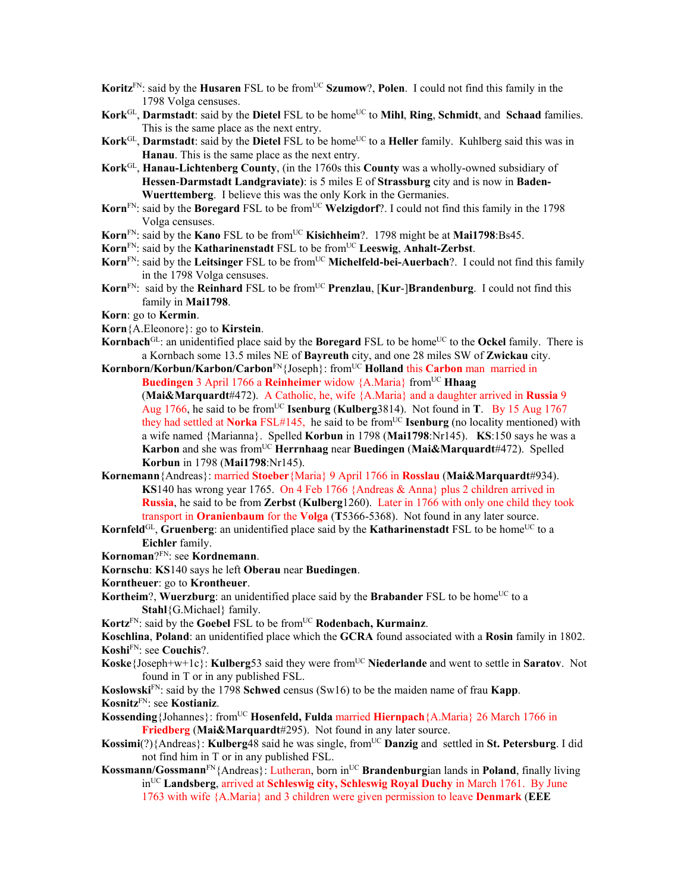**Koritz**[FN]: said by the **Husaren** FSL to be from[UC] **Szumow**?, **Polen**. I could not find this family in the 1798 Volga censuses.

**Kork**[GL], **Darmstadt**: said by the **Dietel** FSL to be home[UC] to **Mihl**, **Ring**, **Schmidt**, and **Schaad** families. This is the same place as the next entry.

**Kork**[GL], **Darmstadt**: said by the **Dietel** FSL to be home[UC] to a **Heller** family. Kuhlberg said this was in **Hanau**. This is the same place as the next entry.

**Kork**[GL], **Hanau-Lichtenberg County**, (in the 1760s this **County** was a wholly-owned subsidiary of **Hessen-Darmstadt Landgraviate)**: is 5 miles E of **Strassburg** city and is now in **Baden-Wuerttemberg**. I believe this was the only Kork in the Germanies.

**Korn**[FN]: said by the **Boregard** FSL to be from[UC] **Welzigdorf**?. I could not find this family in the 1798 Volga censuses.

**Korn**[FN]: said by the **Kano** FSL to be from[UC] **Kisichheim**?. 1798 might be at **Mai1798**:Bs45.

**Korn**[FN]: said by the **Katharinenstadt** FSL to be from[UC] **Leeswig**, **Anhalt-Zerbst**.

**Korn**[FN]: said by the **Leitsinger** FSL to be from[UC] **Michelfeld-bei-Auerbach**?. I could not find this family in the 1798 Volga censuses.

**Korn**[FN]: said by the **Reinhard** FSL to be from[UC] **Prenzlau**, [**Kur**-]**Brandenburg**. I could not find this family in **Mai1798**.

**Korn**: go to **Kermin**.

**Korn**{A.Eleonore}: go to **Kirstein**.

**Kornbach**[GL]: an unidentified place said by the **Boregard** FSL to be home[UC] to the **Ockel** family. There is a Kornbach some 13.5 miles NE of **Bayreuth** city, and one 28 miles SW of **Zwickau** city.

**Kornborn/Korbun/Karbon/Carbon**[FN]{Joseph}: from[UC] **Holland** this **Carbon** man married in **Buedingen** 3 April 1766 a **Reinheimer** widow {A.Maria} from[UC] **Hhaag** (**Mai&Marquardt**#472). A Catholic, he, wife {A.Maria} and a daughter arrived in **Russia** 9 Aug 1766, he said to be from[UC] **Isenburg** (**Kulberg**3814). Not found in **T**. By 15 Aug 1767 they had settled at **Norka** FSL#145, he said to be from[UC] **Isenburg** (no locality mentioned) with a wife named {Marianna}. Spelled **Korbun** in 1798 (**Mai1798**:Nr145). **KS**:150 says he was a **Karbon** and she was from[UC] **Herrnhaag** near **Buedingen** (**Mai&Marquardt**#472). Spelled **Korbun** in 1798 (**Mai1798**:Nr145).

**Kornemann**{Andreas}: married **Stoeber**{Maria} 9 April 1766 in **Rosslau** (**Mai&Marquardt**#934). **KS**140 has wrong year 1765. On 4 Feb 1766 {Andreas & Anna} plus 2 children arrived in **Russia**, he said to be from **Zerbst** (**Kulberg**1260). Later in 1766 with only one child they took transport in **Oranienbaum** for the **Volga** (**T**5366-5368). Not found in any later source.

**Kornfeld**[GL], **Gruenberg**: an unidentified place said by the **Katharinenstadt** FSL to be home[UC] to a **Eichler** family.

**Kornoman**?[FN]: see **Kordnemann**.

**Kornschu**: **KS**140 says he left **Oberau** near **Buedingen**.

**Korntheuer**: go to **Krontheuer**.

**Kortheim**?, **Wuerzburg**: an unidentified place said by the **Brabander** FSL to be home[UC] to a **Stahl**{G.Michael} family.

**Kortz**[FN]: said by the **Goebel** FSL to be from[UC] **Rodenbach, Kurmainz**.

**Koschlina**, **Poland**: an unidentified place which the **GCRA** found associated with a **Rosin** family in 1802.

**Koshi**[FN]: see **Couchis**?.

**Koske**{Joseph+w+1c}: **Kulberg**53 said they were from[UC] **Niederlande** and went to settle in **Saratov**. Not found in T or in any published FSL.

**Koslowski**[FN]: said by the 1798 **Schwed** census (Sw16) to be the maiden name of frau **Kapp**.

**Kosnitz**[FN]: see **Kostianiz**.

**Kossending**{Johannes}: from[UC] **Hosenfeld, Fulda** married **Hiernpach**{A.Maria} 26 March 1766 in **Friedberg** (**Mai&Marquardt**#295). Not found in any later source.

**Kossimi**(?){Andreas}: **Kulberg**48 said he was single, from[UC] **Danzig** and settled in **St. Petersburg**. I did not find him in T or in any published FSL.

**Kossmann/Gossmann**[FN]{Andreas}: Lutheran, born in[UC] **Brandenburg**ian lands in **Poland**, finally living in[UC] **Landsberg**, arrived at **Schleswig city, Schleswig Royal Duchy** in March 1761. By June 1763 with wife {A.Maria} and 3 children were given permission to leave **Denmark** (**EEE**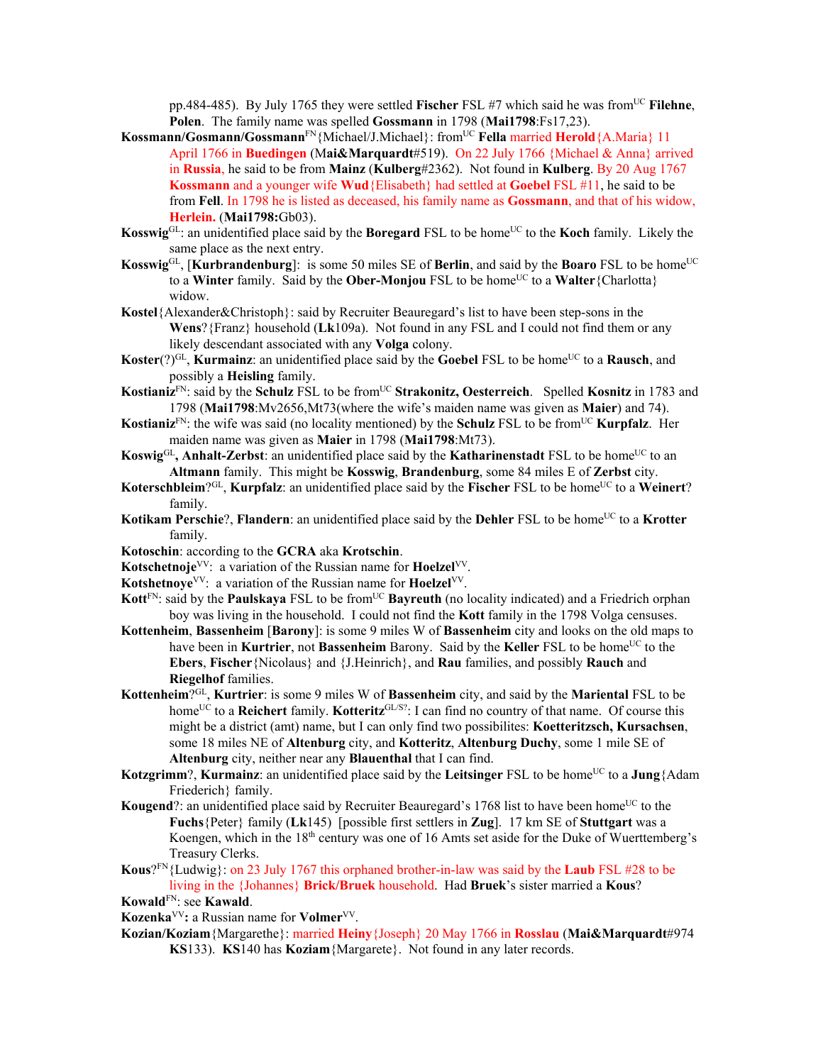pp.484-485). By July 1765 they were settled **Fischer** FSL #7 which said he was from[UC] **Filehne**, **Polen**. The family name was spelled **Gossmann** in 1798 (**Mai1798**:Fs17,23).

**Kossmann/Gosmann/Gossmann**[FN]{Michael/J.Michael}: from[UC] **Fella** married **Herold**{A.Maria} 11 April 1766 in **Buedingen** (M**ai&Marquardt**#519). On 22 July 1766 {Michael & Anna} arrived in **Russia**, he said to be from **Mainz** (**Kulberg**#2362). Not found in **Kulberg**. By 20 Aug 1767 **Kossmann** and a younger wife **Wud**{Elisabeth} had settled at **Goebel** FSL #11, he said to be from **Fell**. In 1798 he is listed as deceased, his family name as **Gossmann**, and that of his widow, **Herlein.** (**Mai1798:**Gb03).

**Kosswig**[GL]: an unidentified place said by the **Boregard** FSL to be home[UC] to the **Koch** family. Likely the same place as the next entry.

**Kosswig**[GL], [**Kurbrandenburg**]: is some 50 miles SE of **Berlin**, and said by the **Boaro** FSL to be home[UC] to a **Winter** family. Said by the **Ober-Monjou** FSL to be home[UC] to a **Walter**{Charlotta} widow.

**Kostel**{Alexander&Christoph}: said by Recruiter Beauregard's list to have been step-sons in the **Wens**?{Franz} household (**Lk**109a). Not found in any FSL and I could not find them or any likely descendant associated with any **Volga** colony.

**Koster**(?)[GL], **Kurmainz**: an unidentified place said by the **Goebel** FSL to be home[UC] to a **Rausch**, and possibly a **Heisling** family.

**Kostianiz**[FN]: said by the **Schulz** FSL to be from[UC] **Strakonitz, Oesterreich**. Spelled **Kosnitz** in 1783 and 1798 (**Mai1798**:Mv2656,Mt73(where the wife's maiden name was given as **Maier**) and 74).

**Kostianiz**[FN]: the wife was said (no locality mentioned) by the **Schulz** FSL to be from[UC] **Kurpfalz**. Her maiden name was given as **Maier** in 1798 (**Mai1798**:Mt73).

**Koswig**[GL]**, Anhalt-Zerbst**: an unidentified place said by the **Katharinenstadt** FSL to be home[UC] to an **Altmann** family. This might be **Kosswig**, **Brandenburg**, some 84 miles E of **Zerbst** city.

**Koterschbleim**?[GL], **Kurpfalz**: an unidentified place said by the **Fischer** FSL to be home[UC] to a **Weinert**? family.

**Kotikam Perschie**?, **Flandern**: an unidentified place said by the **Dehler** FSL to be home[UC] to a **Krotter** family.

**Kotoschin**: according to the **GCRA** aka **Krotschin**.

**Kotschetnoje**[VV]: a variation of the Russian name for **Hoelzel**[VV].

**Kotshetnoye**[VV]: a variation of the Russian name for **Hoelzel**[VV].

**Kott**[FN]: said by the **Paulskaya** FSL to be from[UC] **Bayreuth** (no locality indicated) and a Friedrich orphan boy was living in the household. I could not find the **Kott** family in the 1798 Volga censuses.

**Kottenheim**, **Bassenheim** [**Barony**]: is some 9 miles W of **Bassenheim** city and looks on the old maps to have been in **Kurtrier**, not **Bassenheim** Barony. Said by the **Keller** FSL to be home[UC] to the **Ebers**, **Fischer**{Nicolaus} and {J.Heinrich}, and **Rau** families, and possibly **Rauch** and **Riegelhof** families.

**Kottenheim**?[GL], **Kurtrier**: is some 9 miles W of **Bassenheim** city, and said by the **Mariental** FSL to be home[UC] to a **Reichert** family. **Kotteritz**[GL/S?]: I can find no country of that name. Of course this might be a district (amt) name, but I can only find two possibilites: **Koetteritzsch, Kursachsen**, some 18 miles NE of **Altenburg** city, and **Kotteritz**, **Altenburg Duchy**, some 1 mile SE of **Altenburg** city, neither near any **Blauenthal** that I can find.

**Kotzgrimm**?, **Kurmainz**: an unidentified place said by the **Leitsinger** FSL to be home[UC] to a **Jung**{Adam Friederich} family.

**Kougend**?: an unidentified place said by Recruiter Beauregard's 1768 list to have been home[UC] to the **Fuchs**{Peter} family (**Lk**145) [possible first settlers in **Zug**]. 17 km SE of **Stuttgart** was a Koengen, which in the 18[th] century was one of 16 Amts set aside for the Duke of Wuerttemberg's Treasury Clerks.

**Kous**?[FN]{Ludwig}: on 23 July 1767 this orphaned brother-in-law was said by the **Laub** FSL #28 to be living in the {Johannes} **Brick/Bruek** household. Had **Bruek**'s sister married a **Kous**?

**Kowald**[FN]: see **Kawald**.

**Kozenka**[VV]**:** a Russian name for **Volmer**[VV].

**Kozian/Koziam**{Margarethe}: married **Heiny**{Joseph} 20 May 1766 in **Rosslau** (**Mai&Marquardt**#974 **KS**133). **KS**140 has **Koziam**{Margarete}. Not found in any later records.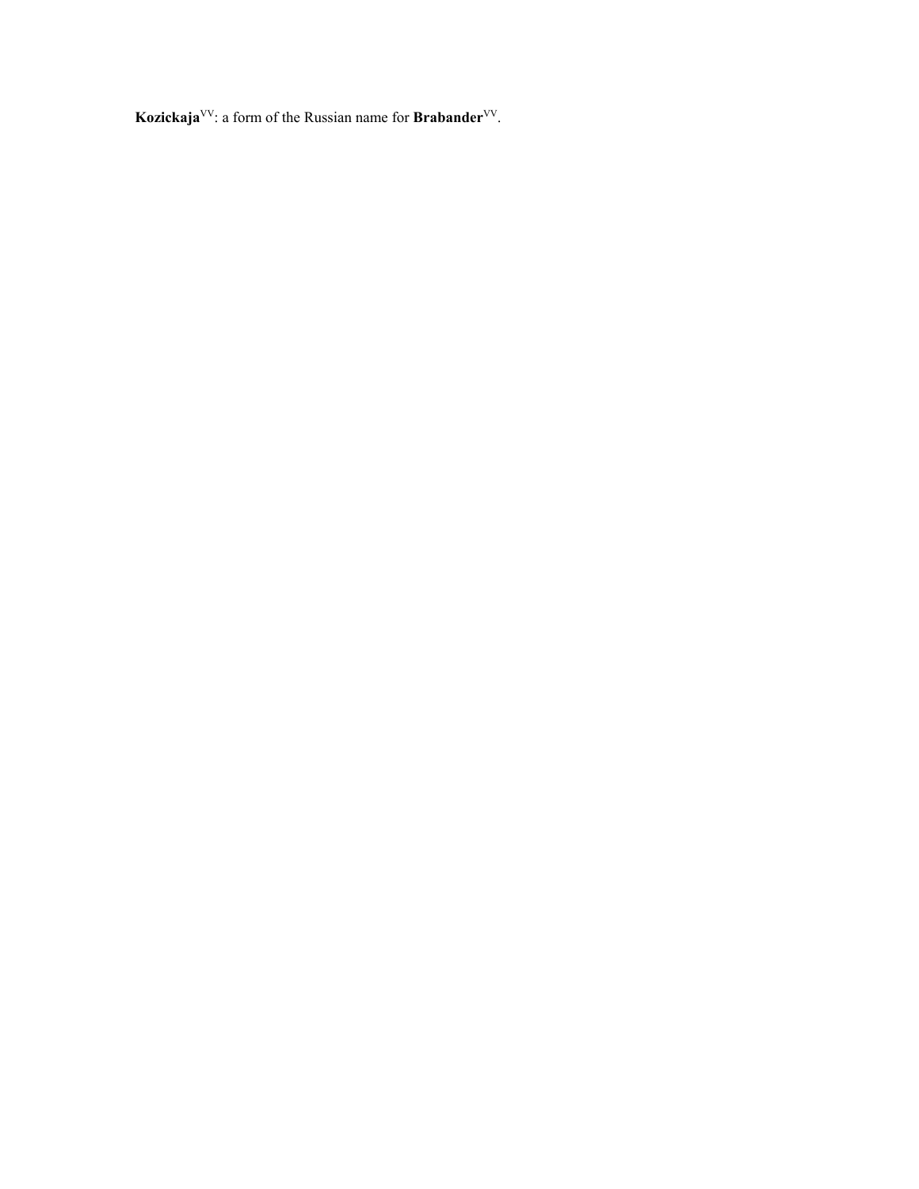**Kozickaja**[VV]: a form of the Russian name for **Brabander**[VV].